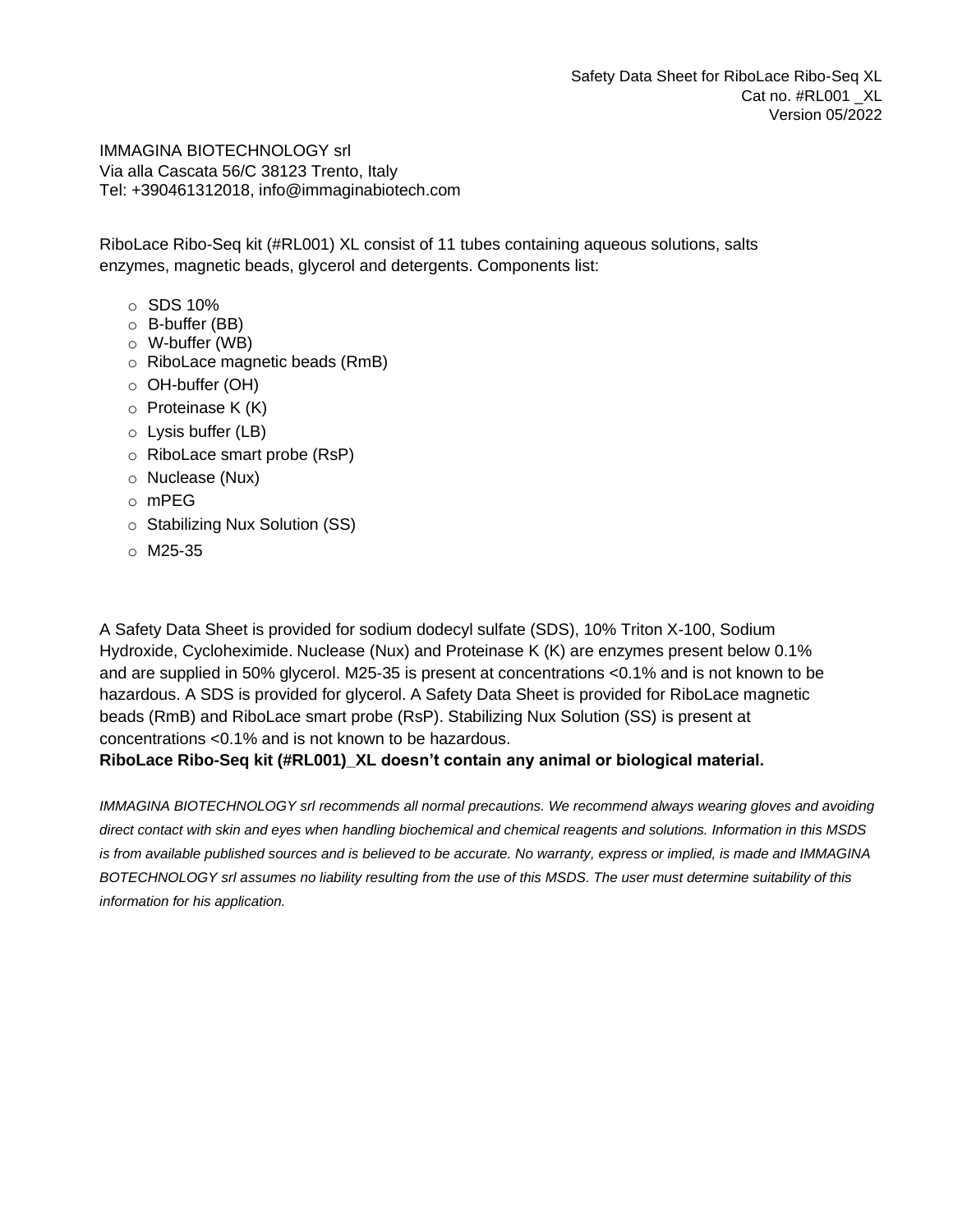Safety Data Sheet for RiboLace Ribo-Seq XL
Cat no. #RL001 _XL
Version 05/2022

IMMAGINA BIOTECHNOLOGY srl
Via alla Cascata 56/C 38123 Trento, Italy
Tel: +390461312018, info@immaginabiotech.com

RiboLace Ribo-Seq kit (#RL001) XL consist of 11 tubes containing aqueous solutions, salts enzymes, magnetic beads, glycerol and detergents. Components list:

- SDS 10%
- B-buffer (BB)
- W-buffer (WB)
- RiboLace magnetic beads (RmB)
- OH-buffer (OH)
- Proteinase K (K)
- Lysis buffer (LB)
- RiboLace smart probe (RsP)
- Nuclease (Nux)
- mPEG
- Stabilizing Nux Solution (SS)
- M25-35

A Safety Data Sheet is provided for sodium dodecyl sulfate (SDS), 10% Triton X-100, Sodium Hydroxide, Cycloheximide. Nuclease (Nux) and Proteinase K (K) are enzymes present below 0.1% and are supplied in 50% glycerol. M25-35 is present at concentrations <0.1% and is not known to be hazardous. A SDS is provided for glycerol. A Safety Data Sheet is provided for RiboLace magnetic beads (RmB) and RiboLace smart probe (RsP). Stabilizing Nux Solution (SS) is present at concentrations <0.1% and is not known to be hazardous.

**RiboLace Ribo-Seq kit (#RL001)_XL doesn't contain any animal or biological material.**

*IMMAGINA BIOTECHNOLOGY srl recommends all normal precautions. We recommend always wearing gloves and avoiding direct contact with skin and eyes when handling biochemical and chemical reagents and solutions. Information in this MSDS is from available published sources and is believed to be accurate. No warranty, express or implied, is made and IMMAGINA BOTECHNOLOGY srl assumes no liability resulting from the use of this MSDS. The user must determine suitability of this information for his application.*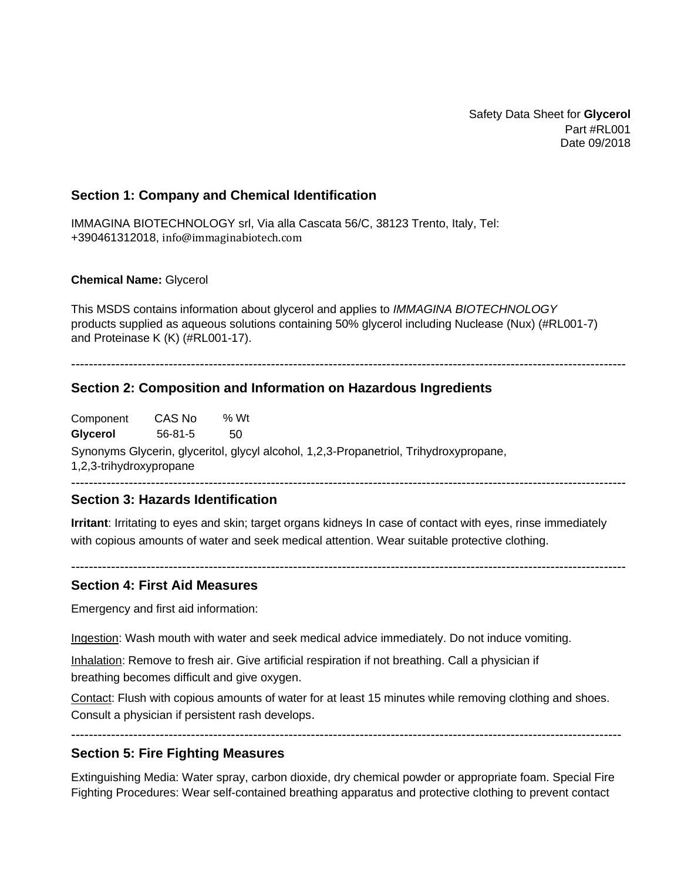Safety Data Sheet for **Glycerol**
Part #RL001
Date 09/2018

## Section 1: Company and Chemical Identification

IMMAGINA BIOTECHNOLOGY srl, Via alla Cascata 56/C, 38123 Trento, Italy, Tel: +390461312018, info@immaginabiotech.com

**Chemical Name:** Glycerol

This MSDS contains information about glycerol and applies to *IMMAGINA BIOTECHNOLOGY* products supplied as aqueous solutions containing 50% glycerol including Nuclease (Nux) (#RL001-7) and Proteinase K (K) (#RL001-17).

---

## Section 2: Composition and Information on Hazardous Ingredients

| Component | CAS No | % Wt |
|---|---|---|
| **Glycerol** | 56-81-5 | 50 |

Synonyms Glycerin, glyceritol, glycyl alcohol, 1,2,3-Propanetriol, Trihydroxypropane, 1,2,3-trihydroxypropane

---

## Section 3: Hazards Identification

**Irritant**: Irritating to eyes and skin; target organs kidneys In case of contact with eyes, rinse immediately with copious amounts of water and seek medical attention. Wear suitable protective clothing.

---

## Section 4: First Aid Measures

Emergency and first aid information:

Ingestion: Wash mouth with water and seek medical advice immediately. Do not induce vomiting.

Inhalation: Remove to fresh air. Give artificial respiration if not breathing. Call a physician if breathing becomes difficult and give oxygen.

Contact: Flush with copious amounts of water for at least 15 minutes while removing clothing and shoes. Consult a physician if persistent rash develops.

---

## Section 5: Fire Fighting Measures

Extinguishing Media: Water spray, carbon dioxide, dry chemical powder or appropriate foam. Special Fire Fighting Procedures: Wear self-contained breathing apparatus and protective clothing to prevent contact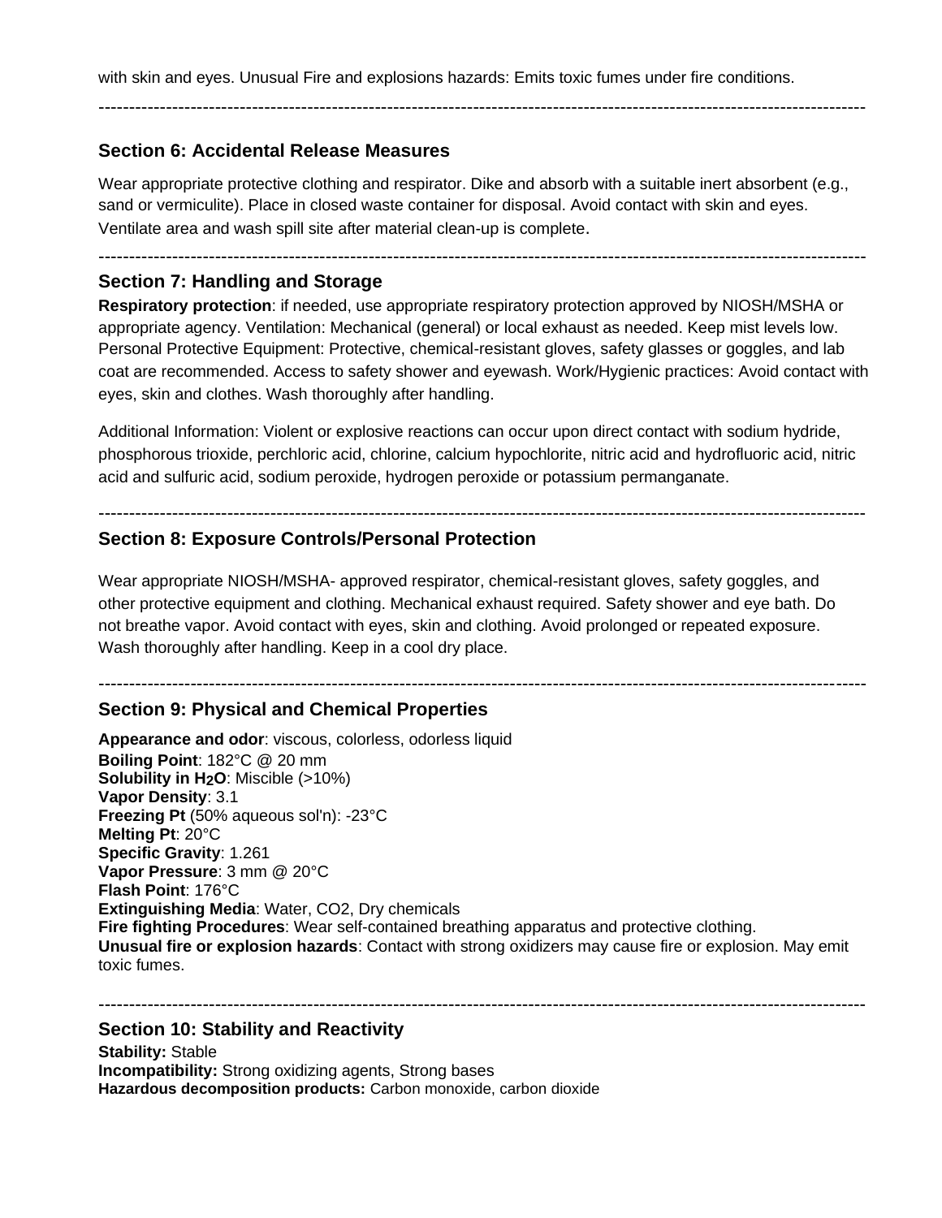with skin and eyes. Unusual Fire and explosions hazards: Emits toxic fumes under fire conditions.

---

## Section 6: Accidental Release Measures

Wear appropriate protective clothing and respirator. Dike and absorb with a suitable inert absorbent (e.g., sand or vermiculite). Place in closed waste container for disposal. Avoid contact with skin and eyes. Ventilate area and wash spill site after material clean-up is complete.

---

## Section 7: Handling and Storage

**Respiratory protection**: if needed, use appropriate respiratory protection approved by NIOSH/MSHA or appropriate agency. Ventilation: Mechanical (general) or local exhaust as needed. Keep mist levels low. Personal Protective Equipment: Protective, chemical-resistant gloves, safety glasses or goggles, and lab coat are recommended. Access to safety shower and eyewash. Work/Hygienic practices: Avoid contact with eyes, skin and clothes. Wash thoroughly after handling.

Additional Information: Violent or explosive reactions can occur upon direct contact with sodium hydride, phosphorous trioxide, perchloric acid, chlorine, calcium hypochlorite, nitric acid and hydrofluoric acid, nitric acid and sulfuric acid, sodium peroxide, hydrogen peroxide or potassium permanganate.

---

## Section 8: Exposure Controls/Personal Protection

Wear appropriate NIOSH/MSHA- approved respirator, chemical-resistant gloves, safety goggles, and other protective equipment and clothing. Mechanical exhaust required. Safety shower and eye bath. Do not breathe vapor. Avoid contact with eyes, skin and clothing. Avoid prolonged or repeated exposure. Wash thoroughly after handling. Keep in a cool dry place.

---

## Section 9: Physical and Chemical Properties

**Appearance and odor**: viscous, colorless, odorless liquid
**Boiling Point**: 182°C @ 20 mm
**Solubility in $H_2O$**: Miscible (>10%)
**Vapor Density**: 3.1
**Freezing Pt** (50% aqueous sol'n): -23°C
**Melting Pt**: 20°C
**Specific Gravity**: 1.261
**Vapor Pressure**: 3 mm @ 20°C
**Flash Point**: 176°C
**Extinguishing Media**: Water, CO2, Dry chemicals
**Fire fighting Procedures**: Wear self-contained breathing apparatus and protective clothing.
**Unusual fire or explosion hazards**: Contact with strong oxidizers may cause fire or explosion. May emit toxic fumes.

---

## Section 10: Stability and Reactivity

**Stability:** Stable
**Incompatibility:** Strong oxidizing agents, Strong bases
**Hazardous decomposition products:** Carbon monoxide, carbon dioxide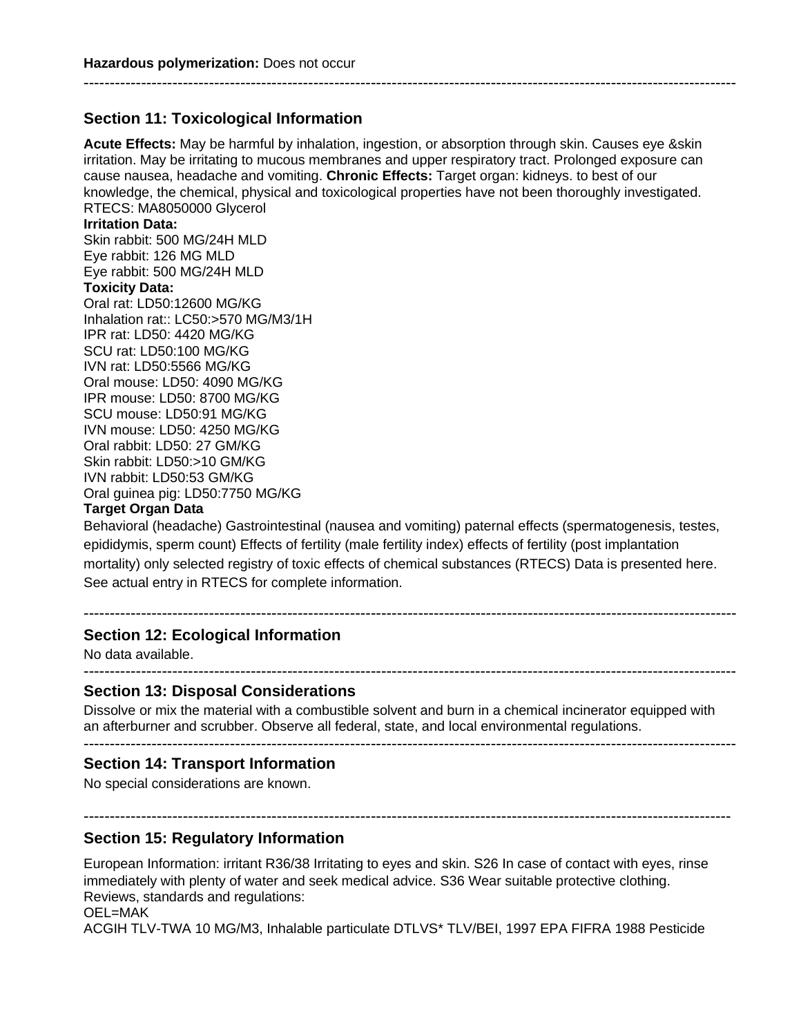**Hazardous polymerization:** Does not occur

---

## Section 11: Toxicological Information

**Acute Effects:** May be harmful by inhalation, ingestion, or absorption through skin. Causes eye &skin irritation. May be irritating to mucous membranes and upper respiratory tract. Prolonged exposure can cause nausea, headache and vomiting. **Chronic Effects:** Target organ: kidneys. to best of our knowledge, the chemical, physical and toxicological properties have not been thoroughly investigated.
RTECS: MA8050000 Glycerol

**Irritation Data:**
Skin rabbit: 500 MG/24H MLD
Eye rabbit: 126 MG MLD
Eye rabbit: 500 MG/24H MLD

**Toxicity Data:**
Oral rat: LD50:12600 MG/KG
Inhalation rat:: LC50:>570 MG/M3/1H
IPR rat: LD50: 4420 MG/KG
SCU rat: LD50:100 MG/KG
IVN rat: LD50:5566 MG/KG
Oral mouse: LD50: 4090 MG/KG
IPR mouse: LD50: 8700 MG/KG
SCU mouse: LD50:91 MG/KG
IVN mouse: LD50: 4250 MG/KG
Oral rabbit: LD50: 27 GM/KG
Skin rabbit: LD50:>10 GM/KG
IVN rabbit: LD50:53 GM/KG
Oral guinea pig: LD50:7750 MG/KG

**Target Organ Data**

Behavioral (headache) Gastrointestinal (nausea and vomiting) paternal effects (spermatogenesis, testes, epididymis, sperm count) Effects of fertility (male fertility index) effects of fertility (post implantation mortality) only selected registry of toxic effects of chemical substances (RTECS) Data is presented here. See actual entry in RTECS for complete information.

---

## Section 12: Ecological Information

No data available.

---

## Section 13: Disposal Considerations

Dissolve or mix the material with a combustible solvent and burn in a chemical incinerator equipped with an afterburner and scrubber. Observe all federal, state, and local environmental regulations.

---

## Section 14: Transport Information

No special considerations are known.

---

## Section 15: Regulatory Information

European Information: irritant R36/38 Irritating to eyes and skin. S26 In case of contact with eyes, rinse immediately with plenty of water and seek medical advice. S36 Wear suitable protective clothing.
Reviews, standards and regulations:
OEL=MAK
ACGIH TLV-TWA 10 MG/M3, Inhalable particulate DTLVS* TLV/BEI, 1997 EPA FIFRA 1988 Pesticide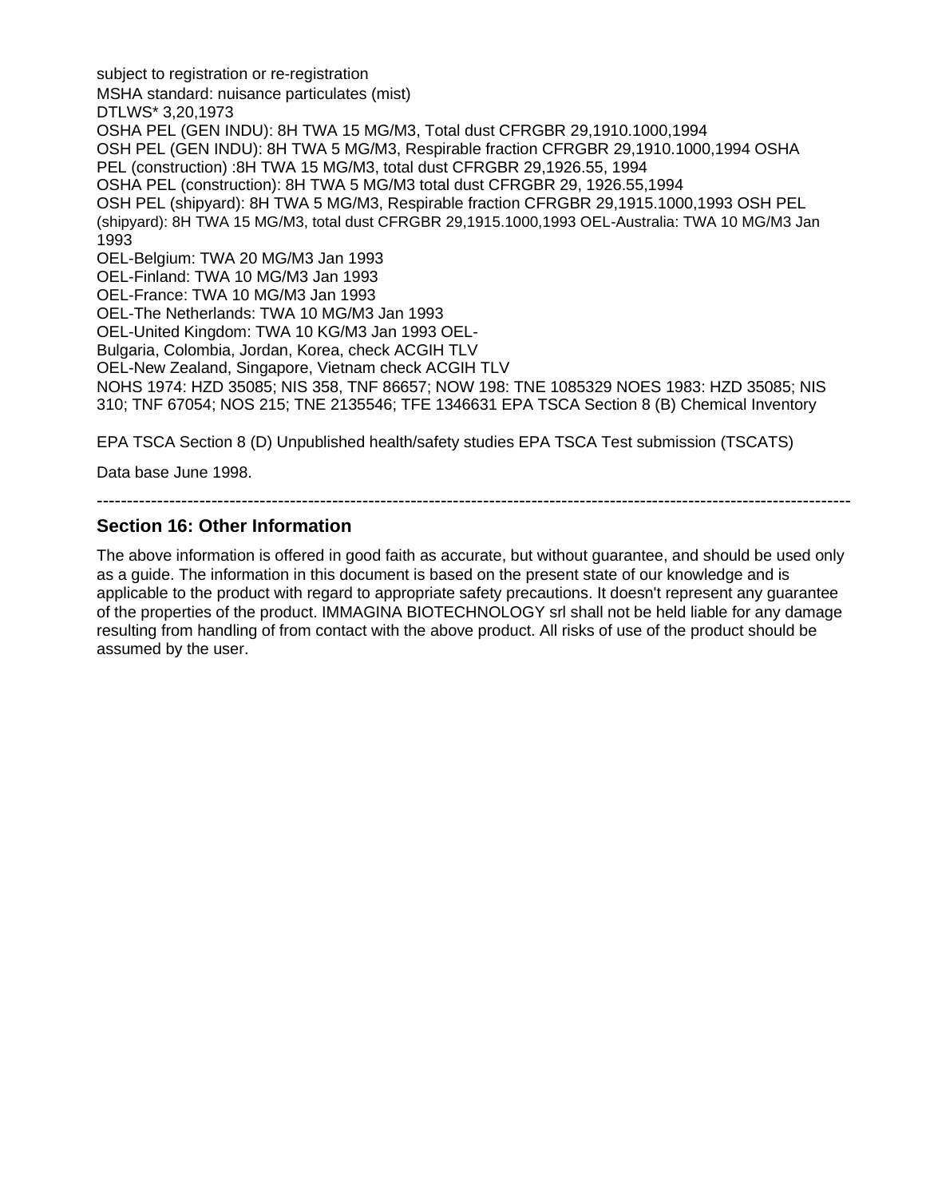subject to registration or re-registration
MSHA standard: nuisance particulates (mist)
DTLWS* 3,20,1973
OSHA PEL (GEN INDU): 8H TWA 15 MG/M3, Total dust CFRGBR 29,1910.1000,1994
OSH PEL (GEN INDU): 8H TWA 5 MG/M3, Respirable fraction CFRGBR 29,1910.1000,1994 OSHA PEL (construction) :8H TWA 15 MG/M3, total dust CFRGBR 29,1926.55, 1994
OSHA PEL (construction): 8H TWA 5 MG/M3 total dust CFRGBR 29, 1926.55,1994
OSH PEL (shipyard): 8H TWA 5 MG/M3, Respirable fraction CFRGBR 29,1915.1000,1993 OSH PEL (shipyard): 8H TWA 15 MG/M3, total dust CFRGBR 29,1915.1000,1993 OEL-Australia: TWA 10 MG/M3 Jan 1993
OEL-Belgium: TWA 20 MG/M3 Jan 1993
OEL-Finland: TWA 10 MG/M3 Jan 1993
OEL-France: TWA 10 MG/M3 Jan 1993
OEL-The Netherlands: TWA 10 MG/M3 Jan 1993
OEL-United Kingdom: TWA 10 KG/M3 Jan 1993 OEL-
Bulgaria, Colombia, Jordan, Korea, check ACGIH TLV
OEL-New Zealand, Singapore, Vietnam check ACGIH TLV
NOHS 1974: HZD 35085; NIS 358, TNF 86657; NOW 198: TNE 1085329 NOES 1983: HZD 35085; NIS 310; TNF 67054; NOS 215; TNE 2135546; TFE 1346631 EPA TSCA Section 8 (B) Chemical Inventory

EPA TSCA Section 8 (D) Unpublished health/safety studies EPA TSCA Test submission (TSCATS)

Data base June 1998.

---

## Section 16: Other Information

The above information is offered in good faith as accurate, but without guarantee, and should be used only as a guide. The information in this document is based on the present state of our knowledge and is applicable to the product with regard to appropriate safety precautions. It doesn't represent any guarantee of the properties of the product. IMMAGINA BIOTECHNOLOGY srl shall not be held liable for any damage resulting from handling of from contact with the above product. All risks of use of the product should be assumed by the user.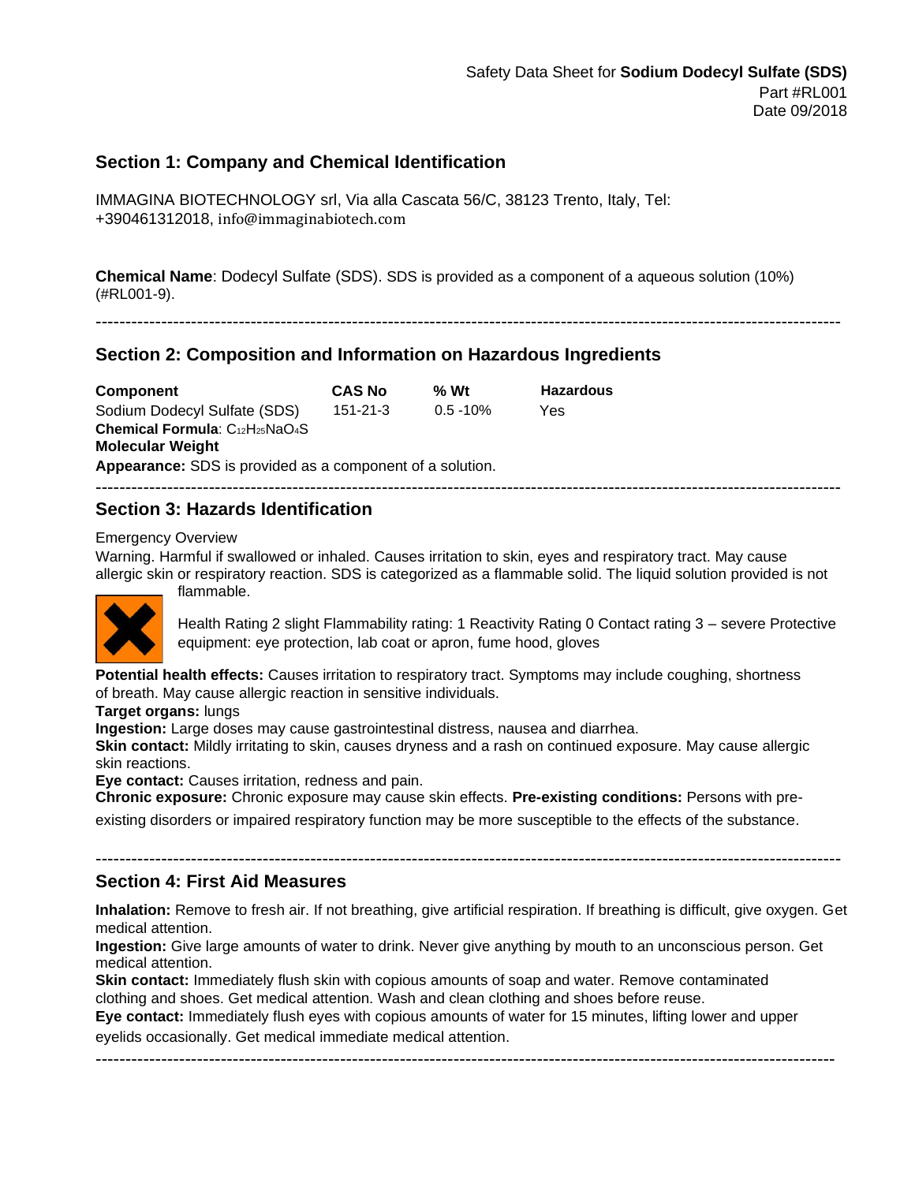Safety Data Sheet for **Sodium Dodecyl Sulfate (SDS)**
Part #RL001
Date 09/2018

## Section 1: Company and Chemical Identification

IMMAGINA BIOTECHNOLOGY srl, Via alla Cascata 56/C, 38123 Trento, Italy, Tel: +390461312018, info@immaginabiotech.com

**Chemical Name**: Dodecyl Sulfate (SDS). SDS is provided as a component of a aqueous solution (10%) (#RL001-9).

---

## Section 2: Composition and Information on Hazardous Ingredients

| Component | CAS No | % Wt | Hazardous |
|---|---|---|---|
| Sodium Dodecyl Sulfate (SDS) | 151-21-3 | 0.5 -10% | Yes |

**Chemical Formula**: $C_{12}H_{25}NaO_4S$
**Molecular Weight**
**Appearance:** SDS is provided as a component of a solution.

---

## Section 3: Hazards Identification

Emergency Overview
Warning. Harmful if swallowed or inhaled. Causes irritation to skin, eyes and respiratory tract. May cause allergic skin or respiratory reaction. SDS is categorized as a flammable solid. The liquid solution provided is not flammable.

Health Rating 2 slight Flammability rating: 1 Reactivity Rating 0 Contact rating 3 – severe Protective equipment: eye protection, lab coat or apron, fume hood, gloves

**Potential health effects:** Causes irritation to respiratory tract. Symptoms may include coughing, shortness of breath. May cause allergic reaction in sensitive individuals.
**Target organs:** lungs
**Ingestion:** Large doses may cause gastrointestinal distress, nausea and diarrhea.
**Skin contact:** Mildly irritating to skin, causes dryness and a rash on continued exposure. May cause allergic skin reactions.
**Eye contact:** Causes irritation, redness and pain.
**Chronic exposure:** Chronic exposure may cause skin effects. **Pre-existing conditions:** Persons with pre-existing disorders or impaired respiratory function may be more susceptible to the effects of the substance.

---

## Section 4: First Aid Measures

**Inhalation:** Remove to fresh air. If not breathing, give artificial respiration. If breathing is difficult, give oxygen. Get medical attention.
**Ingestion:** Give large amounts of water to drink. Never give anything by mouth to an unconscious person. Get medical attention.
**Skin contact:** Immediately flush skin with copious amounts of soap and water. Remove contaminated clothing and shoes. Get medical attention. Wash and clean clothing and shoes before reuse.
**Eye contact:** Immediately flush eyes with copious amounts of water for 15 minutes, lifting lower and upper eyelids occasionally. Get medical immediate medical attention.

---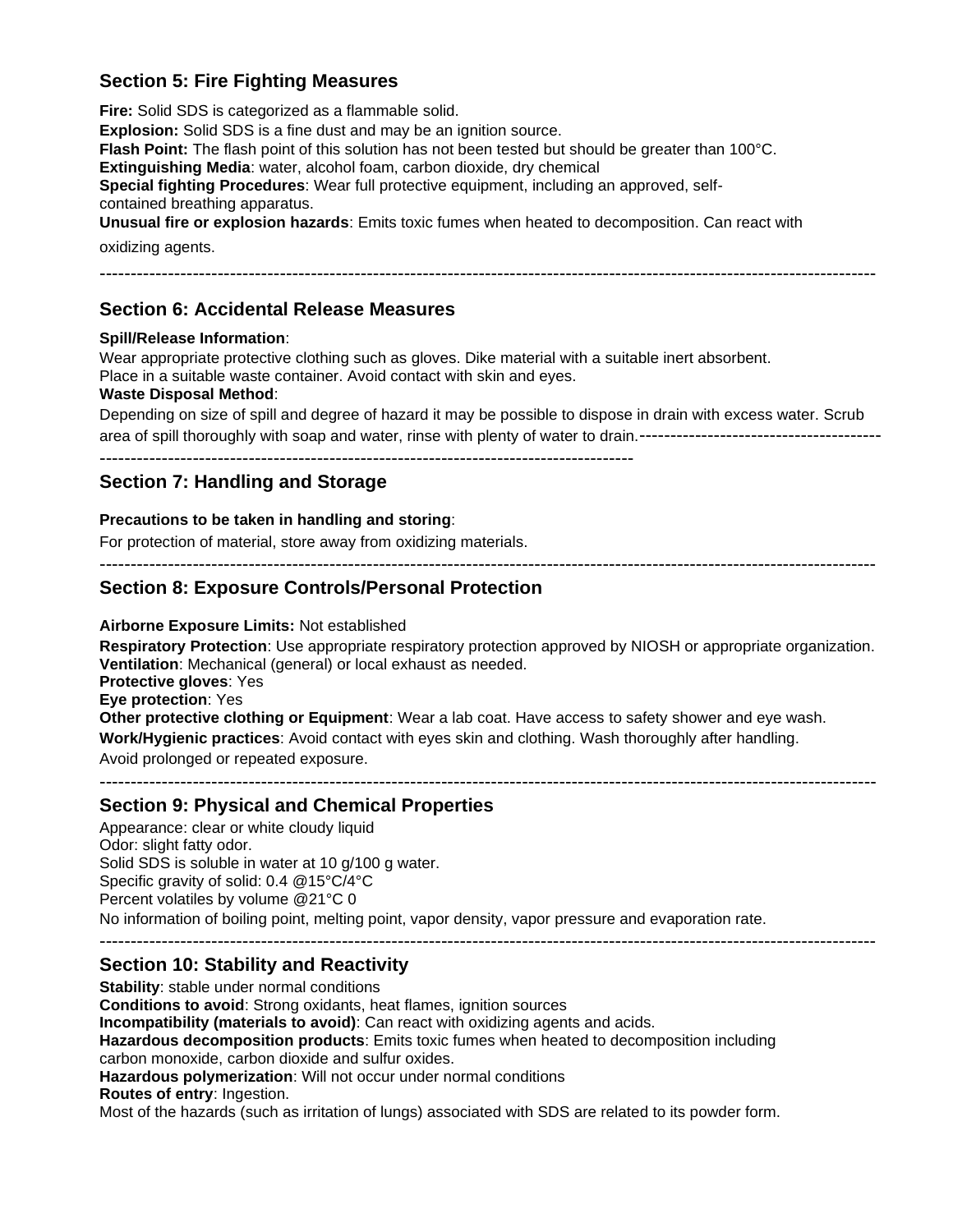## Section 5: Fire Fighting Measures

**Fire:** Solid SDS is categorized as a flammable solid.
**Explosion:** Solid SDS is a fine dust and may be an ignition source.
**Flash Point:** The flash point of this solution has not been tested but should be greater than 100°C.
**Extinguishing Media**: water, alcohol foam, carbon dioxide, dry chemical
**Special fighting Procedures**: Wear full protective equipment, including an approved, self-contained breathing apparatus.
**Unusual fire or explosion hazards**: Emits toxic fumes when heated to decomposition. Can react with oxidizing agents.

---

## Section 6: Accidental Release Measures

**Spill/Release Information**:
Wear appropriate protective clothing such as gloves. Dike material with a suitable inert absorbent. Place in a suitable waste container. Avoid contact with skin and eyes.
**Waste Disposal Method**:
Depending on size of spill and degree of hazard it may be possible to dispose in drain with excess water. Scrub area of spill thoroughly with soap and water, rinse with plenty of water to drain.

---

## Section 7: Handling and Storage

**Precautions to be taken in handling and storing**:
For protection of material, store away from oxidizing materials.

---

## Section 8: Exposure Controls/Personal Protection

**Airborne Exposure Limits:** Not established
**Respiratory Protection**: Use appropriate respiratory protection approved by NIOSH or appropriate organization.
**Ventilation**: Mechanical (general) or local exhaust as needed.
**Protective gloves**: Yes
**Eye protection**: Yes
**Other protective clothing or Equipment**: Wear a lab coat. Have access to safety shower and eye wash.
**Work/Hygienic practices**: Avoid contact with eyes skin and clothing. Wash thoroughly after handling. Avoid prolonged or repeated exposure.

---

## Section 9: Physical and Chemical Properties

Appearance: clear or white cloudy liquid
Odor: slight fatty odor.
Solid SDS is soluble in water at 10 g/100 g water.
Specific gravity of solid: 0.4 @15°C/4°C
Percent volatiles by volume @21°C 0
No information of boiling point, melting point, vapor density, vapor pressure and evaporation rate.

---

## Section 10: Stability and Reactivity

**Stability**: stable under normal conditions
**Conditions to avoid**: Strong oxidants, heat flames, ignition sources
**Incompatibility (materials to avoid)**: Can react with oxidizing agents and acids.
**Hazardous decomposition products**: Emits toxic fumes when heated to decomposition including carbon monoxide, carbon dioxide and sulfur oxides.
**Hazardous polymerization**: Will not occur under normal conditions
**Routes of entry**: Ingestion.
Most of the hazards (such as irritation of lungs) associated with SDS are related to its powder form.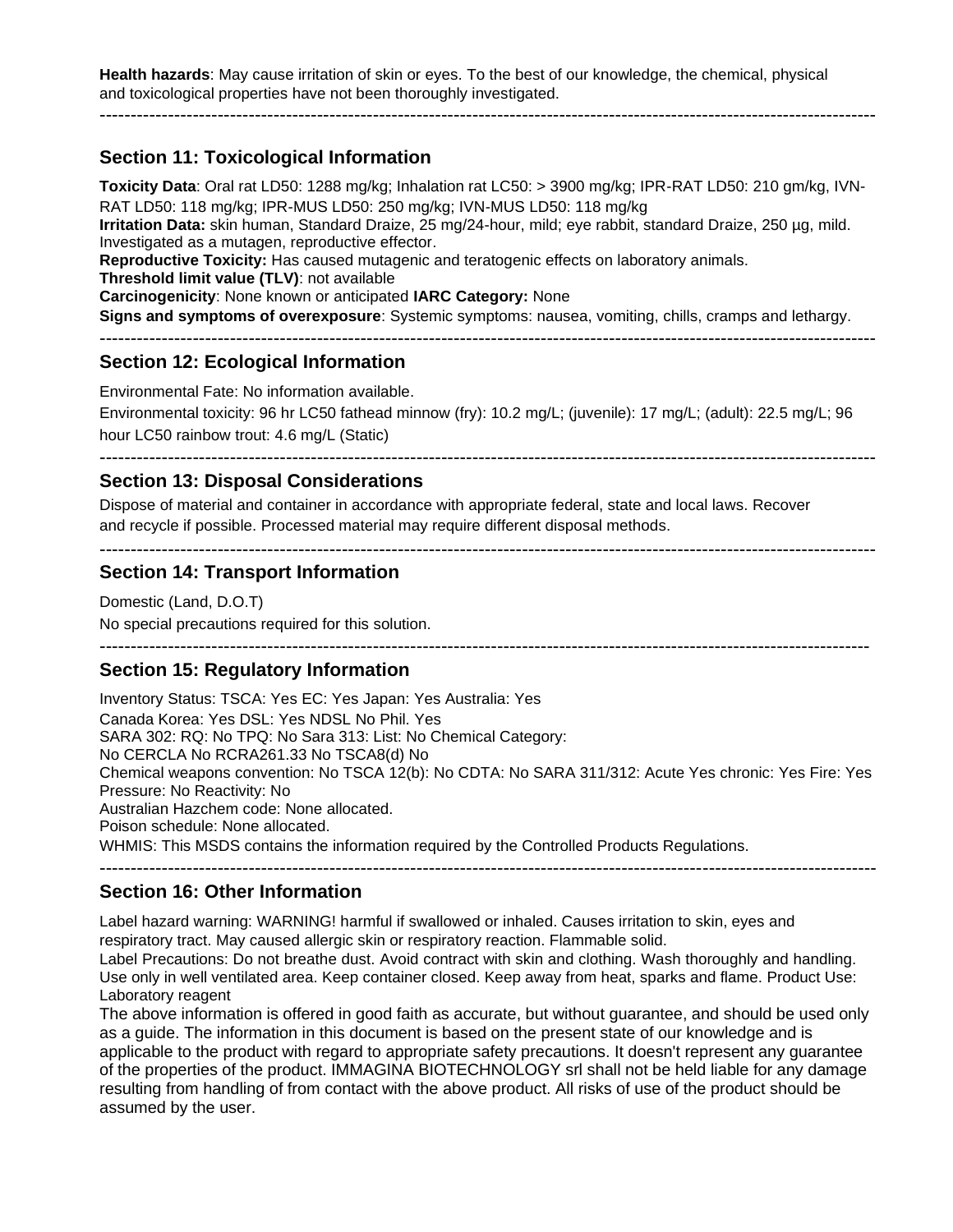**Health hazards**: May cause irritation of skin or eyes. To the best of our knowledge, the chemical, physical and toxicological properties have not been thoroughly investigated.

---

## Section 11: Toxicological Information

**Toxicity Data**: Oral rat LD50: 1288 mg/kg; Inhalation rat LC50: > 3900 mg/kg; IPR-RAT LD50: 210 gm/kg, IVN-RAT LD50: 118 mg/kg; IPR-MUS LD50: 250 mg/kg; IVN-MUS LD50: 118 mg/kg
**Irritation Data:** skin human, Standard Draize, 25 mg/24-hour, mild; eye rabbit, standard Draize, 250 µg, mild. Investigated as a mutagen, reproductive effector.
**Reproductive Toxicity:** Has caused mutagenic and teratogenic effects on laboratory animals.
**Threshold limit value (TLV)**: not available
**Carcinogenicity**: None known or anticipated **IARC Category:** None
**Signs and symptoms of overexposure**: Systemic symptoms: nausea, vomiting, chills, cramps and lethargy.

---

## Section 12: Ecological Information

Environmental Fate: No information available.

Environmental toxicity: 96 hr LC50 fathead minnow (fry): 10.2 mg/L; (juvenile): 17 mg/L; (adult): 22.5 mg/L; 96 hour LC50 rainbow trout: 4.6 mg/L (Static)

---

## Section 13: Disposal Considerations

Dispose of material and container in accordance with appropriate federal, state and local laws. Recover and recycle if possible. Processed material may require different disposal methods.

---

## Section 14: Transport Information

Domestic (Land, D.O.T)

No special precautions required for this solution.

---

## Section 15: Regulatory Information

Inventory Status: TSCA: Yes EC: Yes Japan: Yes Australia: Yes
Canada Korea: Yes DSL: Yes NDSL No Phil. Yes
SARA 302: RQ: No TPQ: No Sara 313: List: No Chemical Category:
No CERCLA No RCRA261.33 No TSCA8(d) No
Chemical weapons convention: No TSCA 12(b): No CDTA: No SARA 311/312: Acute Yes chronic: Yes Fire: Yes Pressure: No Reactivity: No
Australian Hazchem code: None allocated.
Poison schedule: None allocated.
WHMIS: This MSDS contains the information required by the Controlled Products Regulations.

---

## Section 16: Other Information

Label hazard warning: WARNING! harmful if swallowed or inhaled. Causes irritation to skin, eyes and respiratory tract. May caused allergic skin or respiratory reaction. Flammable solid.
Label Precautions: Do not breathe dust. Avoid contract with skin and clothing. Wash thoroughly and handling. Use only in well ventilated area. Keep container closed. Keep away from heat, sparks and flame. Product Use: Laboratory reagent
The above information is offered in good faith as accurate, but without guarantee, and should be used only as a guide. The information in this document is based on the present state of our knowledge and is applicable to the product with regard to appropriate safety precautions. It doesn't represent any guarantee of the properties of the product. IMMAGINA BIOTECHNOLOGY srl shall not be held liable for any damage resulting from handling of from contact with the above product. All risks of use of the product should be assumed by the user.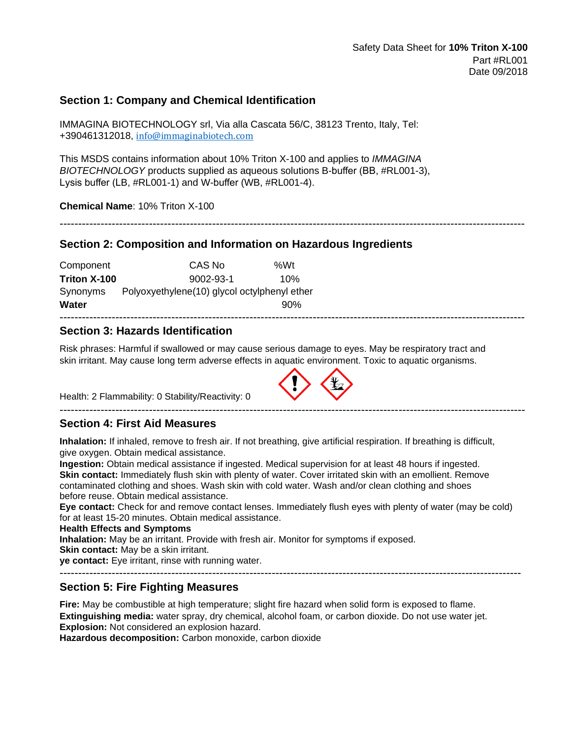Safety Data Sheet for **10% Triton X-100**
Part #RL001
Date 09/2018

## Section 1: Company and Chemical Identification

IMMAGINA BIOTECHNOLOGY srl, Via alla Cascata 56/C, 38123 Trento, Italy, Tel: +390461312018, info@immaginabiotech.com

This MSDS contains information about 10% Triton X-100 and applies to *IMMAGINA BIOTECHNOLOGY* products supplied as aqueous solutions B-buffer (BB, #RL001-3), Lysis buffer (LB, #RL001-1) and W-buffer (WB, #RL001-4).

**Chemical Name**: 10% Triton X-100

---

## Section 2: Composition and Information on Hazardous Ingredients

| Component | CAS No | %Wt |
|---|---|---|
| **Triton X-100** | 9002-93-1 | 10% |
| Synonyms | Polyoxyethylene(10) glycol octylphenyl ether | |
| **Water** | | 90% |

---

## Section 3: Hazards Identification

Risk phrases: Harmful if swallowed or may cause serious damage to eyes. May be respiratory tract and skin irritant. May cause long term adverse effects in aquatic environment. Toxic to aquatic organisms.

Health: 2 Flammability: 0 Stability/Reactivity: 0

---

## Section 4: First Aid Measures

**Inhalation:** If inhaled, remove to fresh air. If not breathing, give artificial respiration. If breathing is difficult, give oxygen. Obtain medical assistance.
**Ingestion:** Obtain medical assistance if ingested. Medical supervision for at least 48 hours if ingested.
**Skin contact:** Immediately flush skin with plenty of water. Cover irritated skin with an emollient. Remove contaminated clothing and shoes. Wash skin with cold water. Wash and/or clean clothing and shoes before reuse. Obtain medical assistance.
**Eye contact:** Check for and remove contact lenses. Immediately flush eyes with plenty of water (may be cold) for at least 15-20 minutes. Obtain medical assistance.
**Health Effects and Symptoms**
**Inhalation:** May be an irritant. Provide with fresh air. Monitor for symptoms if exposed.
**Skin contact:** May be a skin irritant.
**ye contact:** Eye irritant, rinse with running water.

---

## Section 5: Fire Fighting Measures

**Fire:** May be combustible at high temperature; slight fire hazard when solid form is exposed to flame.
**Extinguishing media:** water spray, dry chemical, alcohol foam, or carbon dioxide. Do not use water jet.
**Explosion:** Not considered an explosion hazard.
**Hazardous decomposition:** Carbon monoxide, carbon dioxide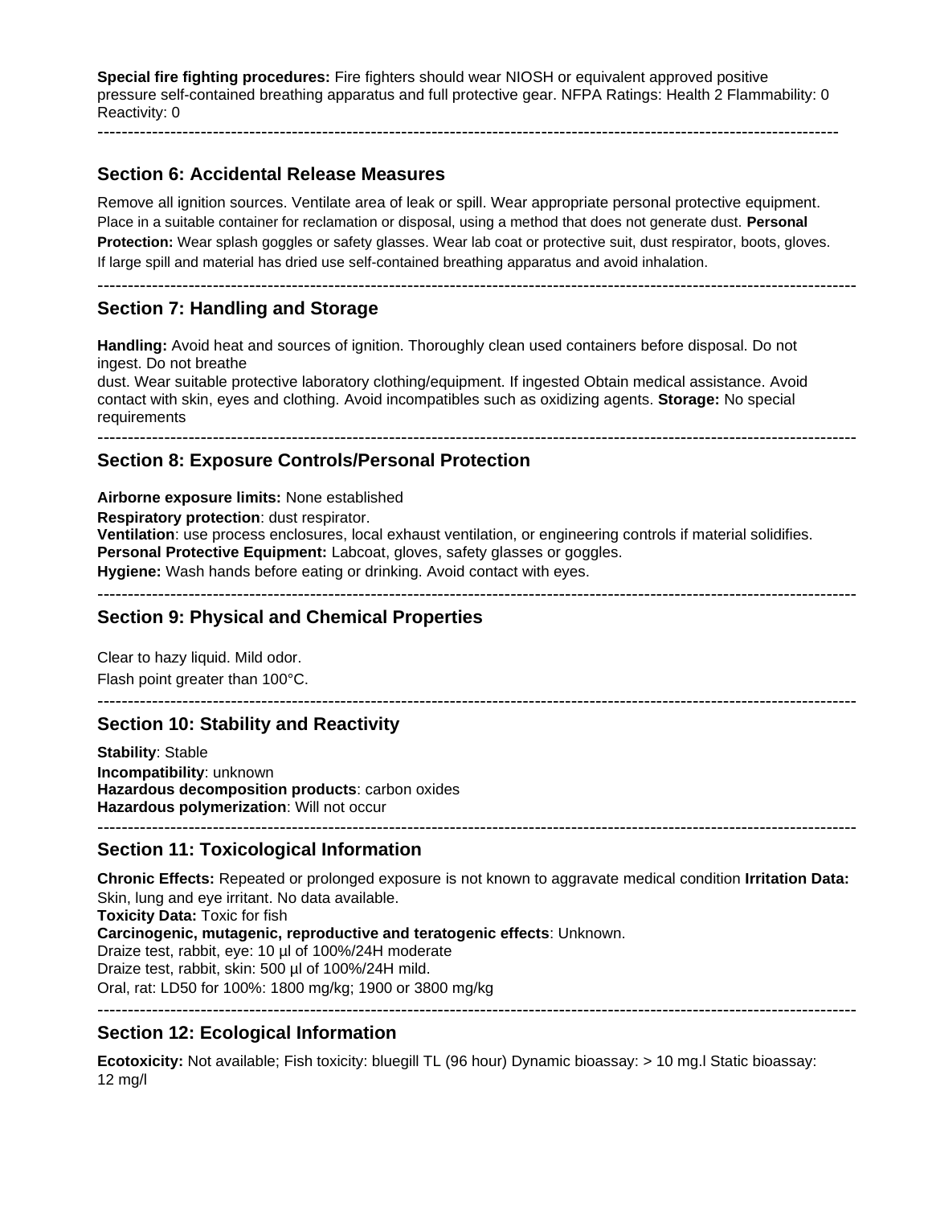**Special fire fighting procedures:** Fire fighters should wear NIOSH or equivalent approved positive pressure self-contained breathing apparatus and full protective gear. NFPA Ratings: Health 2 Flammability: 0 Reactivity: 0

---

## Section 6: Accidental Release Measures

Remove all ignition sources. Ventilate area of leak or spill. Wear appropriate personal protective equipment. Place in a suitable container for reclamation or disposal, using a method that does not generate dust. **Personal Protection:** Wear splash goggles or safety glasses. Wear lab coat or protective suit, dust respirator, boots, gloves. If large spill and material has dried use self-contained breathing apparatus and avoid inhalation.

---

## Section 7: Handling and Storage

**Handling:** Avoid heat and sources of ignition. Thoroughly clean used containers before disposal. Do not ingest. Do not breathe dust. Wear suitable protective laboratory clothing/equipment. If ingested Obtain medical assistance. Avoid contact with skin, eyes and clothing. Avoid incompatibles such as oxidizing agents. **Storage:** No special requirements

---

## Section 8: Exposure Controls/Personal Protection

**Airborne exposure limits:** None established

**Respiratory protection**: dust respirator.

**Ventilation**: use process enclosures, local exhaust ventilation, or engineering controls if material solidifies.

**Personal Protective Equipment:** Labcoat, gloves, safety glasses or goggles.

**Hygiene:** Wash hands before eating or drinking. Avoid contact with eyes.

---

## Section 9: Physical and Chemical Properties

Clear to hazy liquid. Mild odor.

Flash point greater than 100°C.

---

## Section 10: Stability and Reactivity

**Stability**: Stable

**Incompatibility**: unknown

**Hazardous decomposition products**: carbon oxides

**Hazardous polymerization**: Will not occur

---

## Section 11: Toxicological Information

**Chronic Effects:** Repeated or prolonged exposure is not known to aggravate medical condition **Irritation Data:** Skin, lung and eye irritant. No data available.

**Toxicity Data:** Toxic for fish

**Carcinogenic, mutagenic, reproductive and teratogenic effects**: Unknown.

Draize test, rabbit, eye: 10 µl of 100%/24H moderate

Draize test, rabbit, skin: 500 µl of 100%/24H mild.

Oral, rat: LD50 for 100%: 1800 mg/kg; 1900 or 3800 mg/kg

---

## Section 12: Ecological Information

**Ecotoxicity:** Not available; Fish toxicity: bluegill TL (96 hour) Dynamic bioassay: > 10 mg.l Static bioassay: 12 mg/l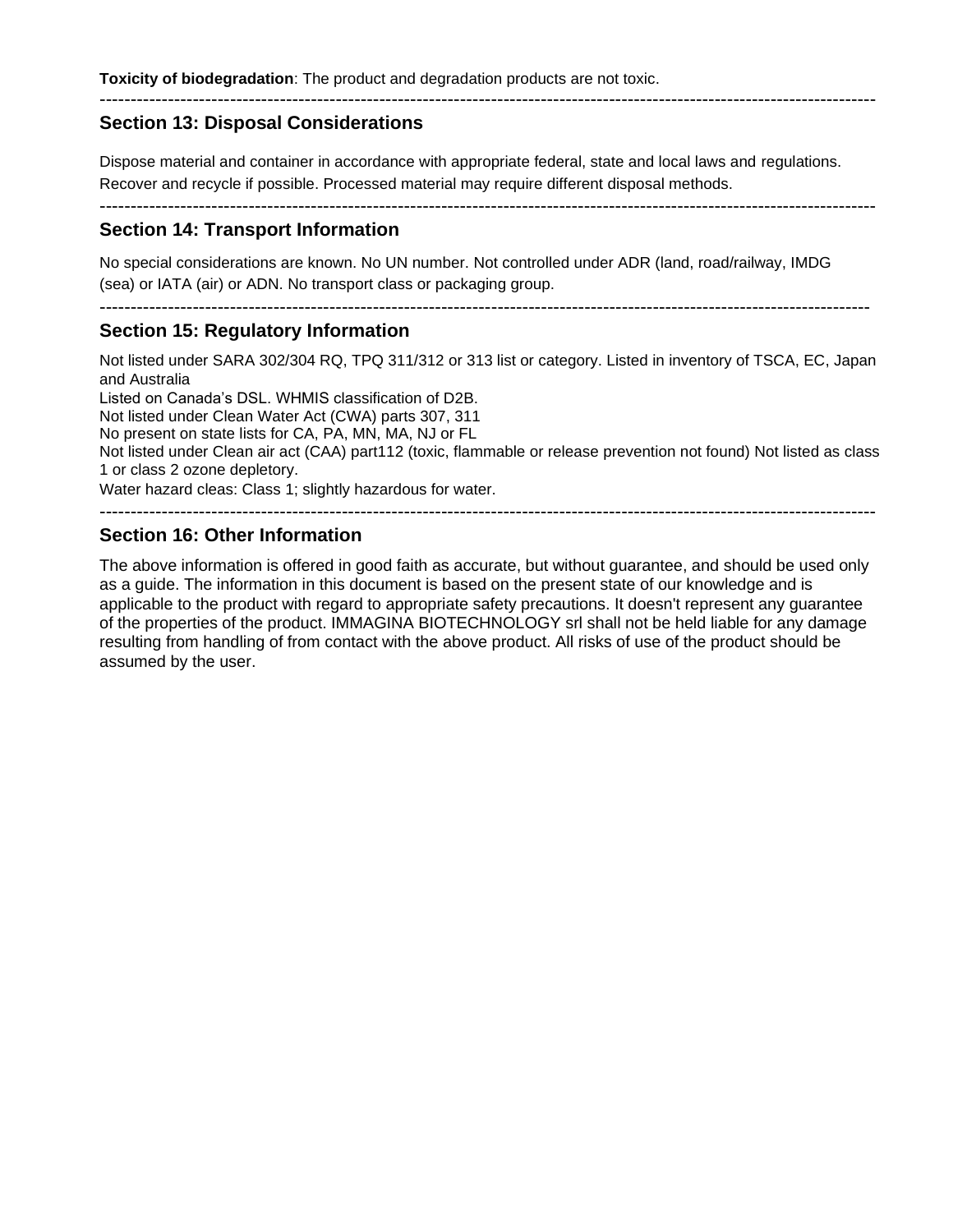**Toxicity of biodegradation**: The product and degradation products are not toxic.

---

## Section 13: Disposal Considerations

Dispose material and container in accordance with appropriate federal, state and local laws and regulations. Recover and recycle if possible. Processed material may require different disposal methods.

---

## Section 14: Transport Information

No special considerations are known. No UN number. Not controlled under ADR (land, road/railway, IMDG (sea) or IATA (air) or ADN. No transport class or packaging group.

---

## Section 15: Regulatory Information

Not listed under SARA 302/304 RQ, TPQ 311/312 or 313 list or category. Listed in inventory of TSCA, EC, Japan and Australia
Listed on Canada's DSL. WHMIS classification of D2B.
Not listed under Clean Water Act (CWA) parts 307, 311
No present on state lists for CA, PA, MN, MA, NJ or FL
Not listed under Clean air act (CAA) part112 (toxic, flammable or release prevention not found) Not listed as class 1 or class 2 ozone depletory.
Water hazard cleas: Class 1; slightly hazardous for water.

---

## Section 16: Other Information

The above information is offered in good faith as accurate, but without guarantee, and should be used only as a guide. The information in this document is based on the present state of our knowledge and is applicable to the product with regard to appropriate safety precautions. It doesn't represent any guarantee of the properties of the product. IMMAGINA BIOTECHNOLOGY srl shall not be held liable for any damage resulting from handling of from contact with the above product. All risks of use of the product should be assumed by the user.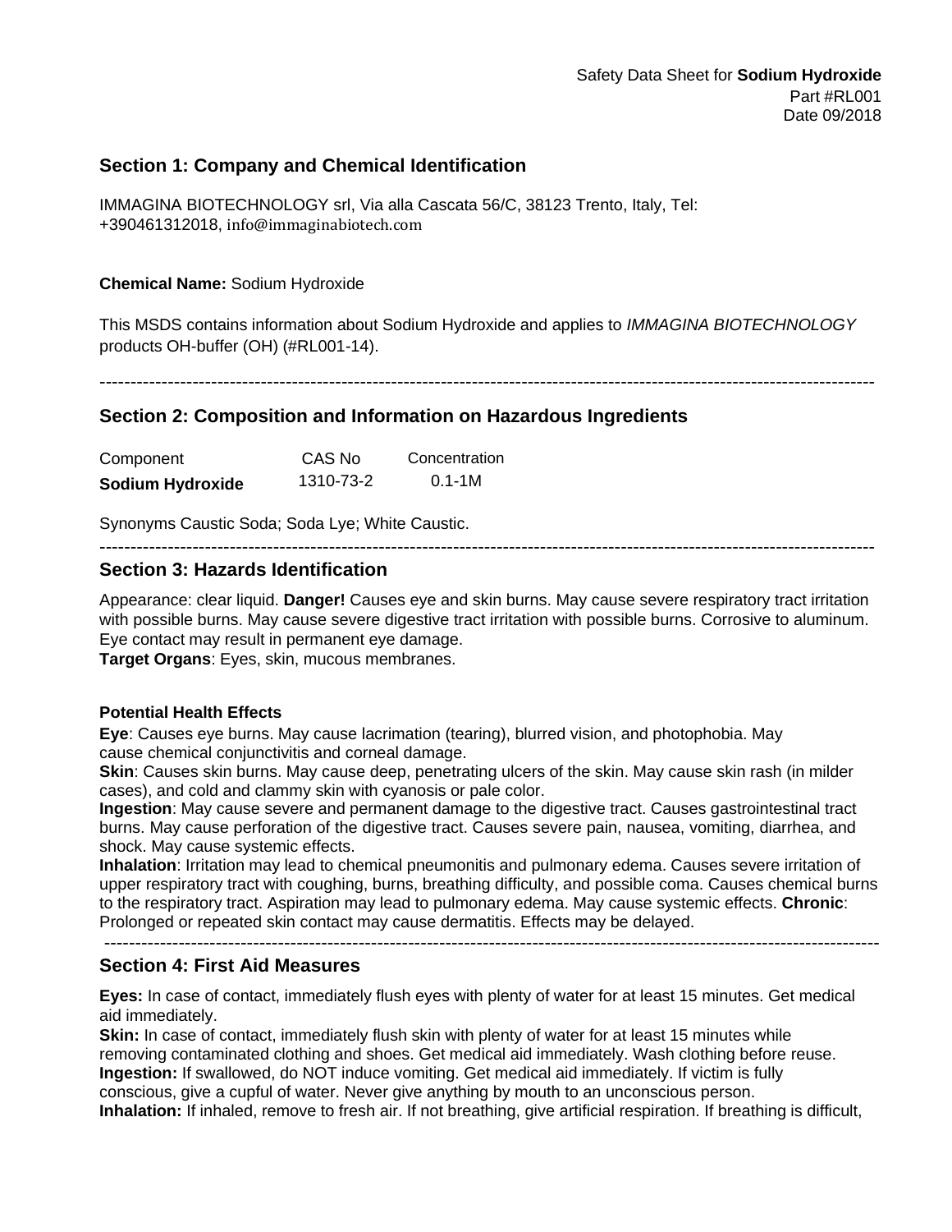Safety Data Sheet for **Sodium Hydroxide**
Part #RL001
Date 09/2018

## Section 1: Company and Chemical Identification

IMMAGINA BIOTECHNOLOGY srl, Via alla Cascata 56/C, 38123 Trento, Italy, Tel: +390461312018, info@immaginabiotech.com

**Chemical Name:** Sodium Hydroxide

This MSDS contains information about Sodium Hydroxide and applies to *IMMAGINA BIOTECHNOLOGY* products OH-buffer (OH) (#RL001-14).

---

## Section 2: Composition and Information on Hazardous Ingredients

| Component | CAS No | Concentration |
|---|---|---|
| **Sodium Hydroxide** | 1310-73-2 | 0.1-1M |

Synonyms Caustic Soda; Soda Lye; White Caustic.

---

## Section 3: Hazards Identification

Appearance: clear liquid. **Danger!** Causes eye and skin burns. May cause severe respiratory tract irritation with possible burns. May cause severe digestive tract irritation with possible burns. Corrosive to aluminum. Eye contact may result in permanent eye damage.
**Target Organs**: Eyes, skin, mucous membranes.

**Potential Health Effects**

**Eye**: Causes eye burns. May cause lacrimation (tearing), blurred vision, and photophobia. May cause chemical conjunctivitis and corneal damage.
**Skin**: Causes skin burns. May cause deep, penetrating ulcers of the skin. May cause skin rash (in milder cases), and cold and clammy skin with cyanosis or pale color.
**Ingestion**: May cause severe and permanent damage to the digestive tract. Causes gastrointestinal tract burns. May cause perforation of the digestive tract. Causes severe pain, nausea, vomiting, diarrhea, and shock. May cause systemic effects.
**Inhalation**: Irritation may lead to chemical pneumonitis and pulmonary edema. Causes severe irritation of upper respiratory tract with coughing, burns, breathing difficulty, and possible coma. Causes chemical burns to the respiratory tract. Aspiration may lead to pulmonary edema. May cause systemic effects. **Chronic**: Prolonged or repeated skin contact may cause dermatitis. Effects may be delayed.

---

## Section 4: First Aid Measures

**Eyes:** In case of contact, immediately flush eyes with plenty of water for at least 15 minutes. Get medical aid immediately.
**Skin:** In case of contact, immediately flush skin with plenty of water for at least 15 minutes while removing contaminated clothing and shoes. Get medical aid immediately. Wash clothing before reuse.
**Ingestion:** If swallowed, do NOT induce vomiting. Get medical aid immediately. If victim is fully conscious, give a cupful of water. Never give anything by mouth to an unconscious person.
**Inhalation:** If inhaled, remove to fresh air. If not breathing, give artificial respiration. If breathing is difficult,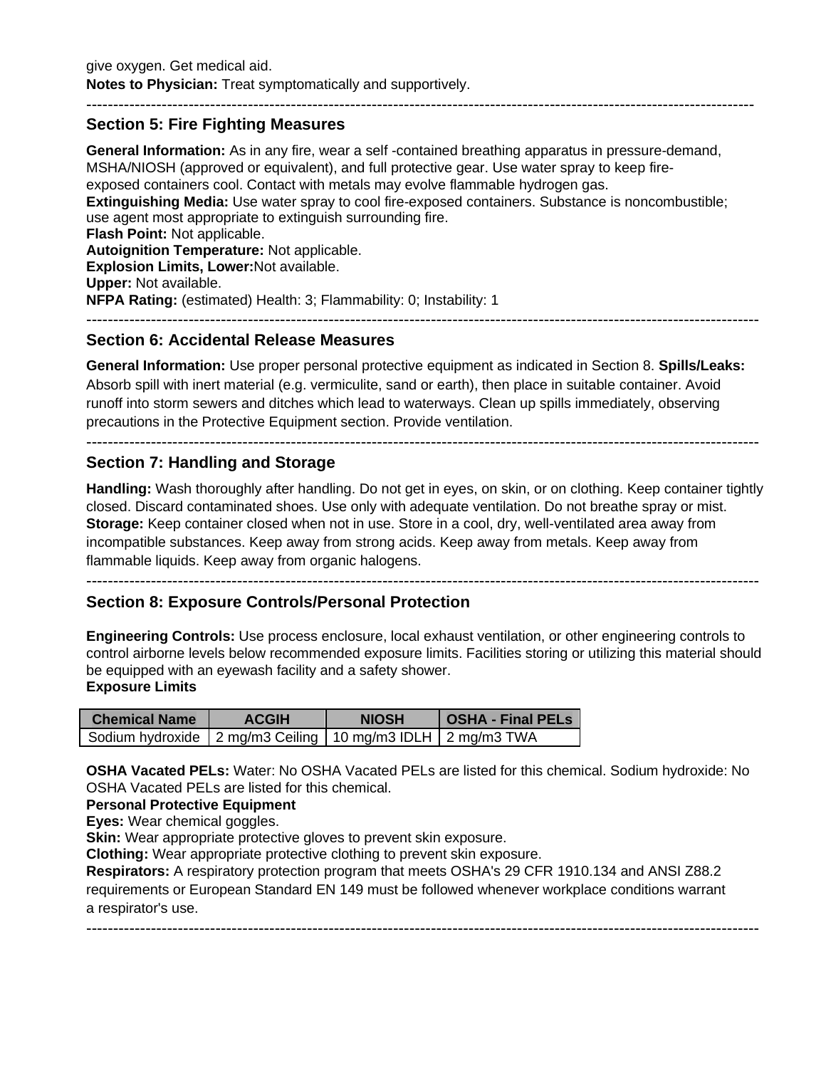give oxygen. Get medical aid.
**Notes to Physician:** Treat symptomatically and supportively.

---

## Section 5: Fire Fighting Measures

**General Information:** As in any fire, wear a self -contained breathing apparatus in pressure-demand, MSHA/NIOSH (approved or equivalent), and full protective gear. Use water spray to keep fire-exposed containers cool. Contact with metals may evolve flammable hydrogen gas.
**Extinguishing Media:** Use water spray to cool fire-exposed containers. Substance is noncombustible; use agent most appropriate to extinguish surrounding fire.
**Flash Point:** Not applicable.
**Autoignition Temperature:** Not applicable.
**Explosion Limits, Lower:**Not available.
**Upper:** Not available.
**NFPA Rating:** (estimated) Health: 3; Flammability: 0; Instability: 1

---

## Section 6: Accidental Release Measures

**General Information:** Use proper personal protective equipment as indicated in Section 8. **Spills/Leaks:** Absorb spill with inert material (e.g. vermiculite, sand or earth), then place in suitable container. Avoid runoff into storm sewers and ditches which lead to waterways. Clean up spills immediately, observing precautions in the Protective Equipment section. Provide ventilation.

---

## Section 7: Handling and Storage

**Handling:** Wash thoroughly after handling. Do not get in eyes, on skin, or on clothing. Keep container tightly closed. Discard contaminated shoes. Use only with adequate ventilation. Do not breathe spray or mist.
**Storage:** Keep container closed when not in use. Store in a cool, dry, well-ventilated area away from incompatible substances. Keep away from strong acids. Keep away from metals. Keep away from flammable liquids. Keep away from organic halogens.

---

## Section 8: Exposure Controls/Personal Protection

**Engineering Controls:** Use process enclosure, local exhaust ventilation, or other engineering controls to control airborne levels below recommended exposure limits. Facilities storing or utilizing this material should be equipped with an eyewash facility and a safety shower.
**Exposure Limits**

| Chemical Name | ACGIH | NIOSH | OSHA - Final PELs |
|---|---|---|---|
| Sodium hydroxide | 2 mg/m3 Ceiling | 10 mg/m3 IDLH | 2 mg/m3 TWA |

**OSHA Vacated PELs:** Water: No OSHA Vacated PELs are listed for this chemical. Sodium hydroxide: No OSHA Vacated PELs are listed for this chemical.
**Personal Protective Equipment**
**Eyes:** Wear chemical goggles.
**Skin:** Wear appropriate protective gloves to prevent skin exposure.
**Clothing:** Wear appropriate protective clothing to prevent skin exposure.
**Respirators:** A respiratory protection program that meets OSHA's 29 CFR 1910.134 and ANSI Z88.2 requirements or European Standard EN 149 must be followed whenever workplace conditions warrant a respirator's use.

---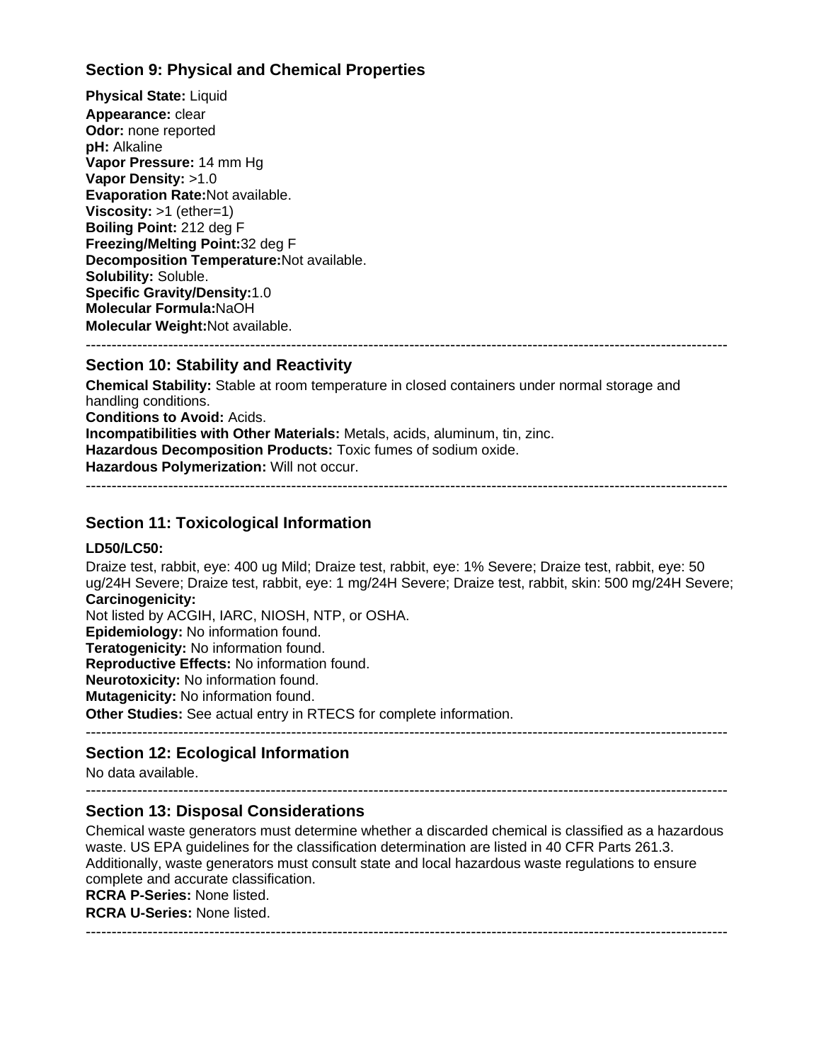## Section 9: Physical and Chemical Properties

**Physical State:** Liquid
**Appearance:** clear
**Odor:** none reported
**pH:** Alkaline
**Vapor Pressure:** 14 mm Hg
**Vapor Density:** >1.0
**Evaporation Rate:**Not available.
**Viscosity:** >1 (ether=1)
**Boiling Point:** 212 deg F
**Freezing/Melting Point:**32 deg F
**Decomposition Temperature:**Not available.
**Solubility:** Soluble.
**Specific Gravity/Density:**1.0
**Molecular Formula:**NaOH
**Molecular Weight:**Not available.

---

## Section 10: Stability and Reactivity

**Chemical Stability:** Stable at room temperature in closed containers under normal storage and handling conditions.
**Conditions to Avoid:** Acids.
**Incompatibilities with Other Materials:** Metals, acids, aluminum, tin, zinc.
**Hazardous Decomposition Products:** Toxic fumes of sodium oxide.
**Hazardous Polymerization:** Will not occur.

---

## Section 11: Toxicological Information

**LD50/LC50:**

Draize test, rabbit, eye: 400 ug Mild; Draize test, rabbit, eye: 1% Severe; Draize test, rabbit, eye: 50 ug/24H Severe; Draize test, rabbit, eye: 1 mg/24H Severe; Draize test, rabbit, skin: 500 mg/24H Severe;

**Carcinogenicity:**

Not listed by ACGIH, IARC, NIOSH, NTP, or OSHA.
**Epidemiology:** No information found.
**Teratogenicity:** No information found.
**Reproductive Effects:** No information found.
**Neurotoxicity:** No information found.
**Mutagenicity:** No information found.
**Other Studies:** See actual entry in RTECS for complete information.

---

## Section 12: Ecological Information

No data available.

---

## Section 13: Disposal Considerations

Chemical waste generators must determine whether a discarded chemical is classified as a hazardous waste. US EPA guidelines for the classification determination are listed in 40 CFR Parts 261.3. Additionally, waste generators must consult state and local hazardous waste regulations to ensure complete and accurate classification.
**RCRA P-Series:** None listed.
**RCRA U-Series:** None listed.

---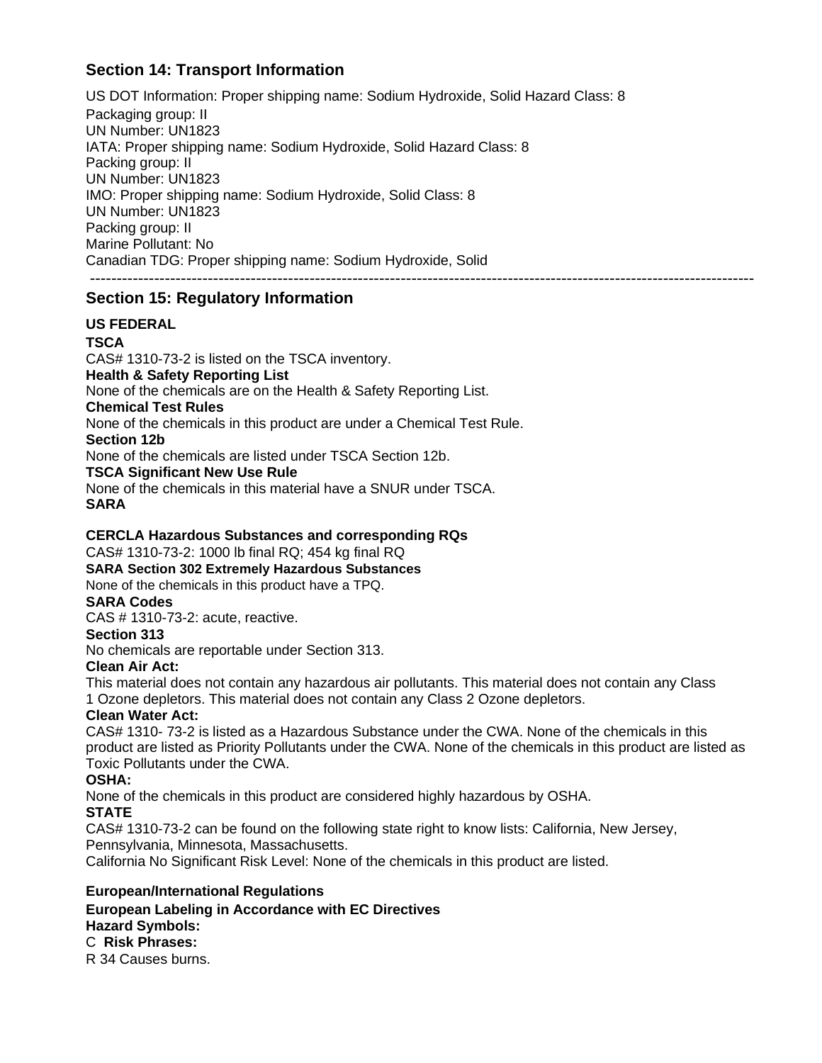## Section 14: Transport Information

US DOT Information: Proper shipping name: Sodium Hydroxide, Solid Hazard Class: 8
Packaging group: II
UN Number: UN1823
IATA: Proper shipping name: Sodium Hydroxide, Solid Hazard Class: 8
Packing group: II
UN Number: UN1823
IMO: Proper shipping name: Sodium Hydroxide, Solid Class: 8
UN Number: UN1823
Packing group: II
Marine Pollutant: No
Canadian TDG: Proper shipping name: Sodium Hydroxide, Solid

---

## Section 15: Regulatory Information

**US FEDERAL**

**TSCA**

CAS# 1310-73-2 is listed on the TSCA inventory.

**Health & Safety Reporting List**

None of the chemicals are on the Health & Safety Reporting List.

**Chemical Test Rules**

None of the chemicals in this product are under a Chemical Test Rule.

**Section 12b**

None of the chemicals are listed under TSCA Section 12b.

**TSCA Significant New Use Rule**

None of the chemicals in this material have a SNUR under TSCA.

**SARA**

**CERCLA Hazardous Substances and corresponding RQs**

CAS# 1310-73-2: 1000 lb final RQ; 454 kg final RQ

**SARA Section 302 Extremely Hazardous Substances**

None of the chemicals in this product have a TPQ.

**SARA Codes**

CAS # 1310-73-2: acute, reactive.

**Section 313**

No chemicals are reportable under Section 313.

**Clean Air Act:**

This material does not contain any hazardous air pollutants. This material does not contain any Class 1 Ozone depletors. This material does not contain any Class 2 Ozone depletors.

**Clean Water Act:**

CAS# 1310- 73-2 is listed as a Hazardous Substance under the CWA. None of the chemicals in this product are listed as Priority Pollutants under the CWA. None of the chemicals in this product are listed as Toxic Pollutants under the CWA.

**OSHA:**

None of the chemicals in this product are considered highly hazardous by OSHA.

**STATE**

CAS# 1310-73-2 can be found on the following state right to know lists: California, New Jersey, Pennsylvania, Minnesota, Massachusetts.
California No Significant Risk Level: None of the chemicals in this product are listed.

**European/International Regulations**

**European Labeling in Accordance with EC Directives**

**Hazard Symbols:**

C **Risk Phrases:**

R 34 Causes burns.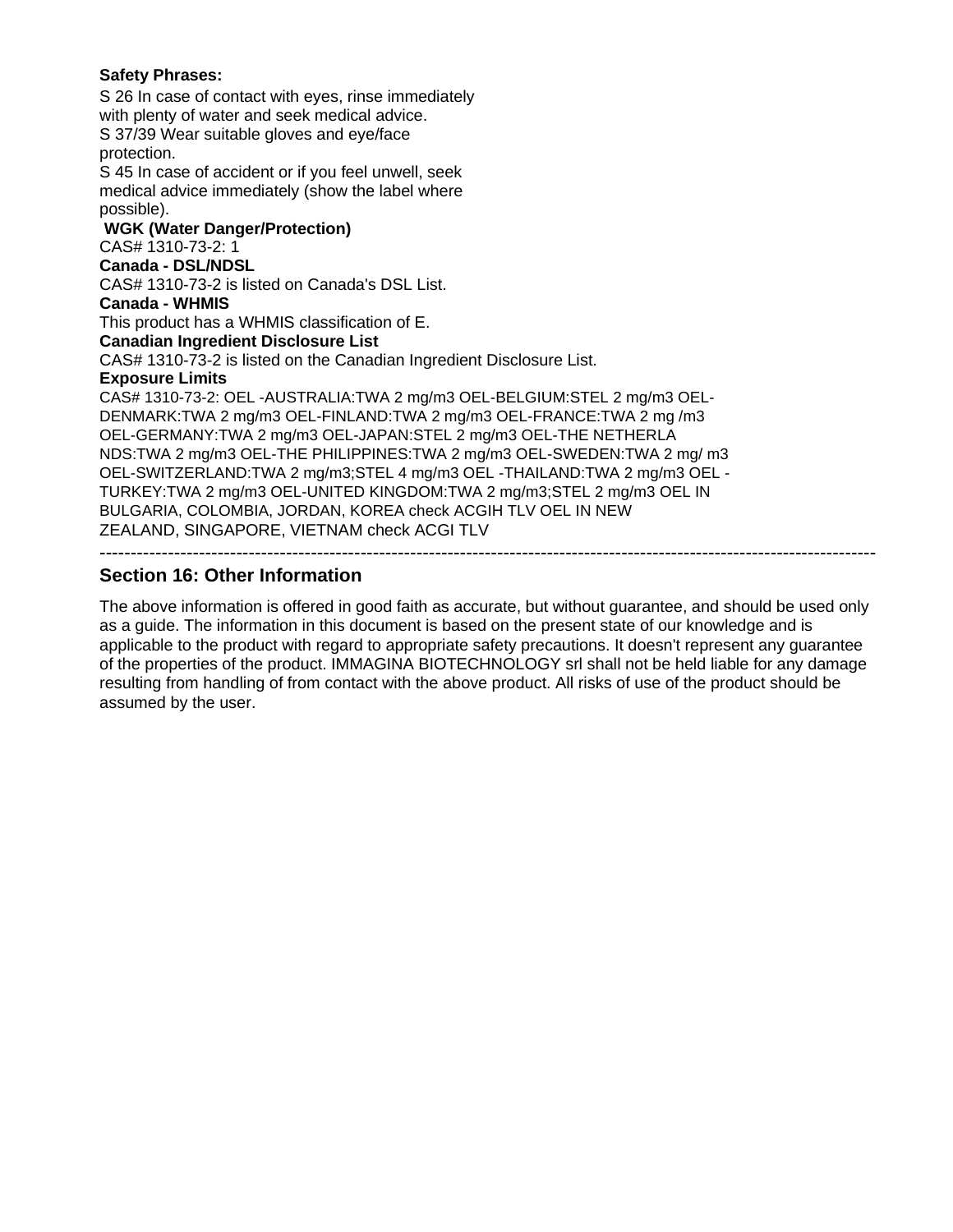**Safety Phrases:**

S 26 In case of contact with eyes, rinse immediately with plenty of water and seek medical advice.
S 37/39 Wear suitable gloves and eye/face protection.
S 45 In case of accident or if you feel unwell, seek medical advice immediately (show the label where possible).

**WGK (Water Danger/Protection)**

CAS# 1310-73-2: 1

**Canada - DSL/NDSL**

CAS# 1310-73-2 is listed on Canada's DSL List.

**Canada - WHMIS**

This product has a WHMIS classification of E.

**Canadian Ingredient Disclosure List**

CAS# 1310-73-2 is listed on the Canadian Ingredient Disclosure List.

**Exposure Limits**

CAS# 1310-73-2: OEL -AUSTRALIA:TWA 2 mg/m3 OEL-BELGIUM:STEL 2 mg/m3 OEL-DENMARK:TWA 2 mg/m3 OEL-FINLAND:TWA 2 mg/m3 OEL-FRANCE:TWA 2 mg /m3 OEL-GERMANY:TWA 2 mg/m3 OEL-JAPAN:STEL 2 mg/m3 OEL-THE NETHERLA NDS:TWA 2 mg/m3 OEL-THE PHILIPPINES:TWA 2 mg/m3 OEL-SWEDEN:TWA 2 mg/ m3 OEL-SWITZERLAND:TWA 2 mg/m3;STEL 4 mg/m3 OEL -THAILAND:TWA 2 mg/m3 OEL -TURKEY:TWA 2 mg/m3 OEL-UNITED KINGDOM:TWA 2 mg/m3;STEL 2 mg/m3 OEL IN BULGARIA, COLOMBIA, JORDAN, KOREA check ACGIH TLV OEL IN NEW ZEALAND, SINGAPORE, VIETNAM check ACGI TLV

---

## Section 16: Other Information

The above information is offered in good faith as accurate, but without guarantee, and should be used only as a guide. The information in this document is based on the present state of our knowledge and is applicable to the product with regard to appropriate safety precautions. It doesn't represent any guarantee of the properties of the product. IMMAGINA BIOTECHNOLOGY srl shall not be held liable for any damage resulting from handling of from contact with the above product. All risks of use of the product should be assumed by the user.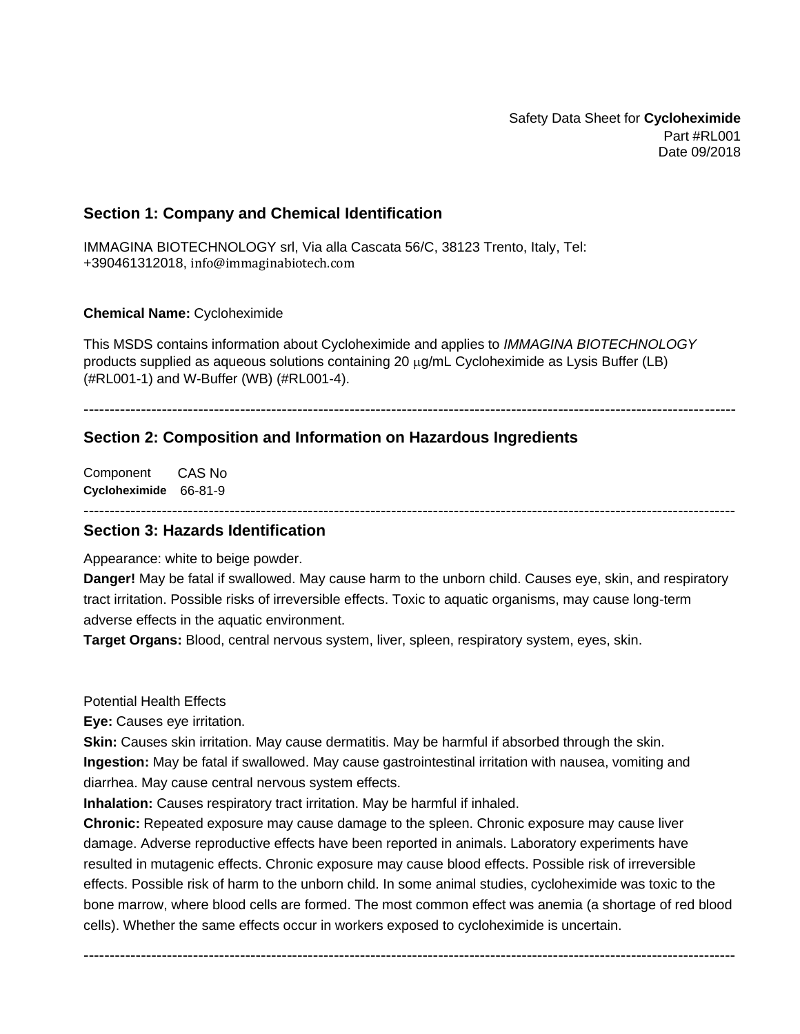Safety Data Sheet for **Cycloheximide**
Part #RL001
Date 09/2018

## Section 1: Company and Chemical Identification

IMMAGINA BIOTECHNOLOGY srl, Via alla Cascata 56/C, 38123 Trento, Italy, Tel: +390461312018, info@immaginabiotech.com

**Chemical Name:** Cycloheximide

This MSDS contains information about Cycloheximide and applies to *IMMAGINA BIOTECHNOLOGY* products supplied as aqueous solutions containing 20 μg/mL Cycloheximide as Lysis Buffer (LB) (#RL001-1) and W-Buffer (WB) (#RL001-4).

---

## Section 2: Composition and Information on Hazardous Ingredients

| Component | CAS No |
|---|---|
| **Cycloheximide** | 66-81-9 |

---

## Section 3: Hazards Identification

Appearance: white to beige powder.

**Danger!** May be fatal if swallowed. May cause harm to the unborn child. Causes eye, skin, and respiratory tract irritation. Possible risks of irreversible effects. Toxic to aquatic organisms, may cause long-term adverse effects in the aquatic environment.

**Target Organs:** Blood, central nervous system, liver, spleen, respiratory system, eyes, skin.

Potential Health Effects

**Eye:** Causes eye irritation.

**Skin:** Causes skin irritation. May cause dermatitis. May be harmful if absorbed through the skin.

**Ingestion:** May be fatal if swallowed. May cause gastrointestinal irritation with nausea, vomiting and diarrhea. May cause central nervous system effects.

**Inhalation:** Causes respiratory tract irritation. May be harmful if inhaled.

**Chronic:** Repeated exposure may cause damage to the spleen. Chronic exposure may cause liver damage. Adverse reproductive effects have been reported in animals. Laboratory experiments have resulted in mutagenic effects. Chronic exposure may cause blood effects. Possible risk of irreversible effects. Possible risk of harm to the unborn child. In some animal studies, cycloheximide was toxic to the bone marrow, where blood cells are formed. The most common effect was anemia (a shortage of red blood cells). Whether the same effects occur in workers exposed to cycloheximide is uncertain.

---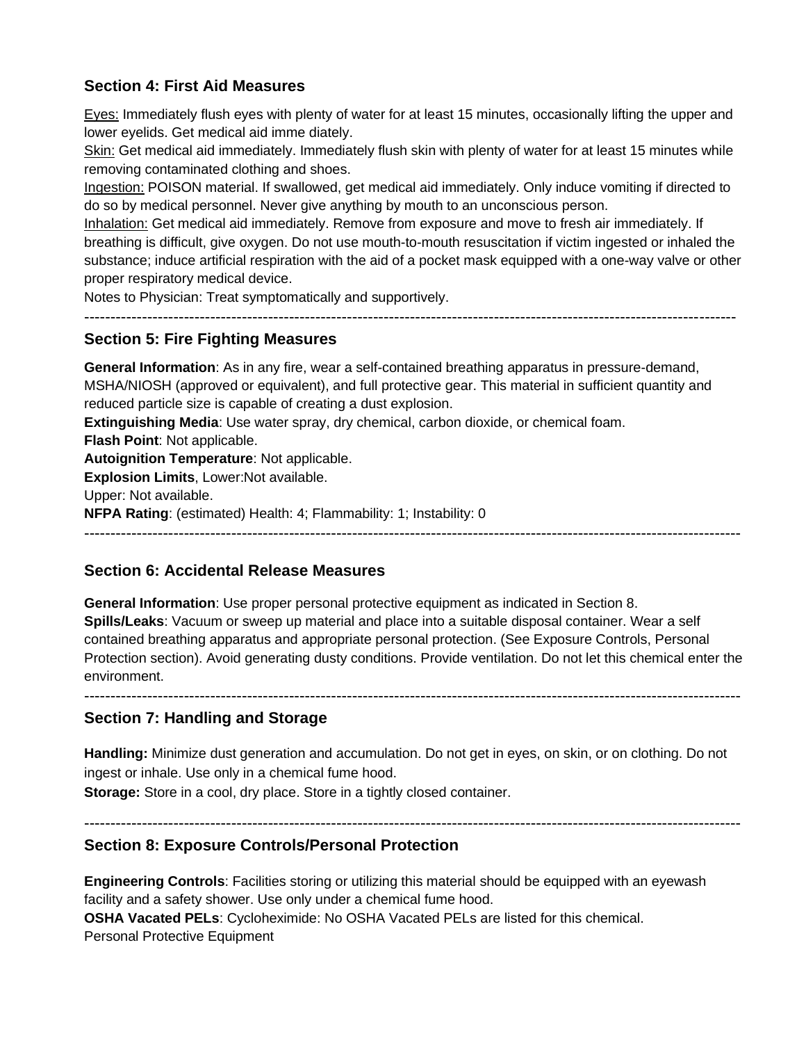## Section 4: First Aid Measures

Eyes: Immediately flush eyes with plenty of water for at least 15 minutes, occasionally lifting the upper and lower eyelids. Get medical aid imme diately.

Skin: Get medical aid immediately. Immediately flush skin with plenty of water for at least 15 minutes while removing contaminated clothing and shoes.

Ingestion: POISON material. If swallowed, get medical aid immediately. Only induce vomiting if directed to do so by medical personnel. Never give anything by mouth to an unconscious person.

Inhalation: Get medical aid immediately. Remove from exposure and move to fresh air immediately. If breathing is difficult, give oxygen. Do not use mouth-to-mouth resuscitation if victim ingested or inhaled the substance; induce artificial respiration with the aid of a pocket mask equipped with a one-way valve or other proper respiratory medical device.

Notes to Physician: Treat symptomatically and supportively.

---

## Section 5: Fire Fighting Measures

**General Information**: As in any fire, wear a self-contained breathing apparatus in pressure-demand, MSHA/NIOSH (approved or equivalent), and full protective gear. This material in sufficient quantity and reduced particle size is capable of creating a dust explosion.

**Extinguishing Media**: Use water spray, dry chemical, carbon dioxide, or chemical foam.

**Flash Point**: Not applicable.

**Autoignition Temperature**: Not applicable.

**Explosion Limits**, Lower:Not available.

Upper: Not available.

**NFPA Rating**: (estimated) Health: 4; Flammability: 1; Instability: 0

---

## Section 6: Accidental Release Measures

**General Information**: Use proper personal protective equipment as indicated in Section 8.

**Spills/Leaks**: Vacuum or sweep up material and place into a suitable disposal container. Wear a self contained breathing apparatus and appropriate personal protection. (See Exposure Controls, Personal Protection section). Avoid generating dusty conditions. Provide ventilation. Do not let this chemical enter the environment.

---

## Section 7: Handling and Storage

**Handling:** Minimize dust generation and accumulation. Do not get in eyes, on skin, or on clothing. Do not ingest or inhale. Use only in a chemical fume hood.

**Storage:** Store in a cool, dry place. Store in a tightly closed container.

---

## Section 8: Exposure Controls/Personal Protection

**Engineering Controls**: Facilities storing or utilizing this material should be equipped with an eyewash facility and a safety shower. Use only under a chemical fume hood.

**OSHA Vacated PELs**: Cycloheximide: No OSHA Vacated PELs are listed for this chemical.

Personal Protective Equipment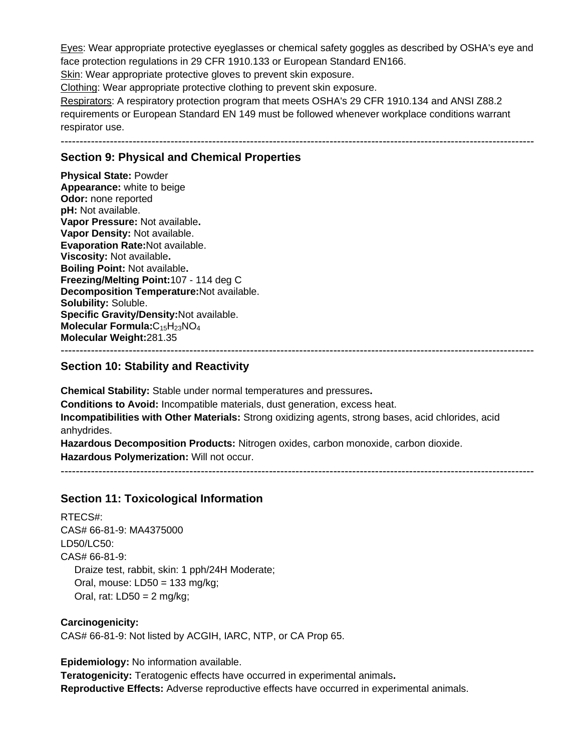Eyes: Wear appropriate protective eyeglasses or chemical safety goggles as described by OSHA's eye and face protection regulations in 29 CFR 1910.133 or European Standard EN166.
Skin: Wear appropriate protective gloves to prevent skin exposure.
Clothing: Wear appropriate protective clothing to prevent skin exposure.
Respirators: A respiratory protection program that meets OSHA's 29 CFR 1910.134 and ANSI Z88.2 requirements or European Standard EN 149 must be followed whenever workplace conditions warrant respirator use.

---

## Section 9: Physical and Chemical Properties

**Physical State:** Powder
**Appearance:** white to beige
**Odor:** none reported
**pH:** Not available.
**Vapor Pressure:** Not available.
**Vapor Density:** Not available.
**Evaporation Rate:** Not available.
**Viscosity:** Not available.
**Boiling Point:** Not available.
**Freezing/Melting Point:** 107 - 114 deg C
**Decomposition Temperature:** Not available.
**Solubility:** Soluble.
**Specific Gravity/Density:** Not available.
**Molecular Formula:** $C_{15}H_{23}NO_4$
**Molecular Weight:** 281.35

---

## Section 10: Stability and Reactivity

**Chemical Stability:** Stable under normal temperatures and pressures.
**Conditions to Avoid:** Incompatible materials, dust generation, excess heat.
**Incompatibilities with Other Materials:** Strong oxidizing agents, strong bases, acid chlorides, acid anhydrides.
**Hazardous Decomposition Products:** Nitrogen oxides, carbon monoxide, carbon dioxide.
**Hazardous Polymerization:** Will not occur.

---

## Section 11: Toxicological Information

RTECS#:
CAS# 66-81-9: MA4375000
LD50/LC50:
CAS# 66-81-9:
Draize test, rabbit, skin: 1 pph/24H Moderate;
Oral, mouse: LD50 = 133 mg/kg;
Oral, rat: LD50 = 2 mg/kg;

**Carcinogenicity:**
CAS# 66-81-9: Not listed by ACGIH, IARC, NTP, or CA Prop 65.

**Epidemiology:** No information available.
**Teratogenicity:** Teratogenic effects have occurred in experimental animals.
**Reproductive Effects:** Adverse reproductive effects have occurred in experimental animals.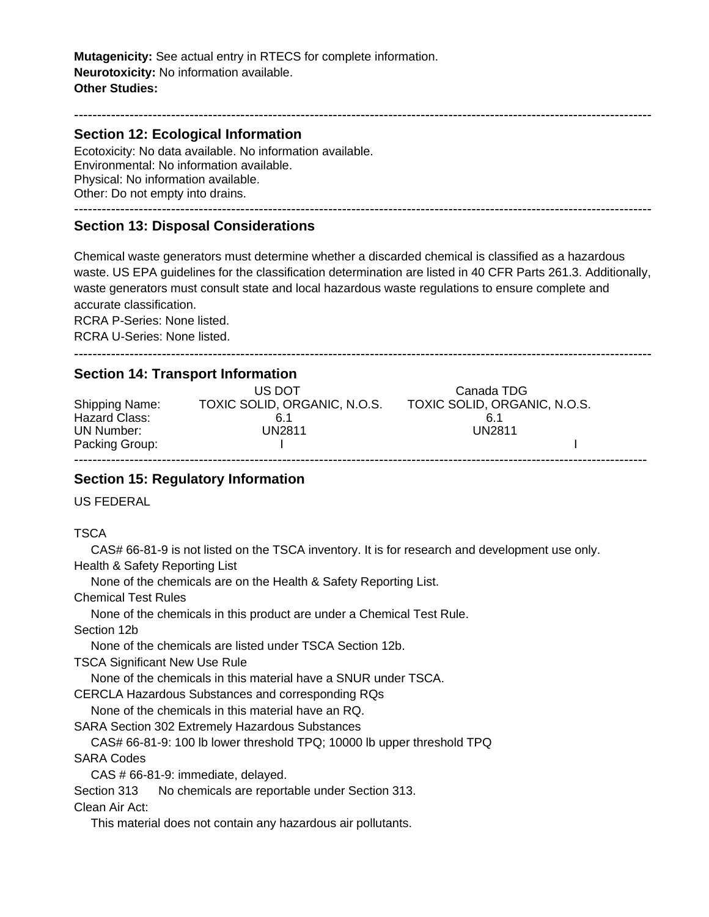**Mutagenicity:** See actual entry in RTECS for complete information.
**Neurotoxicity:** No information available.
**Other Studies:**

---

## Section 12: Ecological Information

Ecotoxicity: No data available. No information available.
Environmental: No information available.
Physical: No information available.
Other: Do not empty into drains.

---

## Section 13: Disposal Considerations

Chemical waste generators must determine whether a discarded chemical is classified as a hazardous waste. US EPA guidelines for the classification determination are listed in 40 CFR Parts 261.3. Additionally, waste generators must consult state and local hazardous waste regulations to ensure complete and accurate classification.
RCRA P-Series: None listed.
RCRA U-Series: None listed.

---

## Section 14: Transport Information

| | US DOT | Canada TDG |
|---|---|---|
| Shipping Name: | TOXIC SOLID, ORGANIC, N.O.S. | TOXIC SOLID, ORGANIC, N.O.S. |
| Hazard Class: | 6.1 | 6.1 |
| UN Number: | UN2811 | UN2811 |
| Packing Group: | I | I |

---

## Section 15: Regulatory Information

US FEDERAL

TSCA
CAS# 66-81-9 is not listed on the TSCA inventory. It is for research and development use only.
Health & Safety Reporting List
None of the chemicals are on the Health & Safety Reporting List.
Chemical Test Rules
None of the chemicals in this product are under a Chemical Test Rule.
Section 12b
None of the chemicals are listed under TSCA Section 12b.
TSCA Significant New Use Rule
None of the chemicals in this material have a SNUR under TSCA.
CERCLA Hazardous Substances and corresponding RQs
None of the chemicals in this material have an RQ.
SARA Section 302 Extremely Hazardous Substances
CAS# 66-81-9: 100 lb lower threshold TPQ; 10000 lb upper threshold TPQ
SARA Codes
CAS # 66-81-9: immediate, delayed.
Section 313 No chemicals are reportable under Section 313.
Clean Air Act:
This material does not contain any hazardous air pollutants.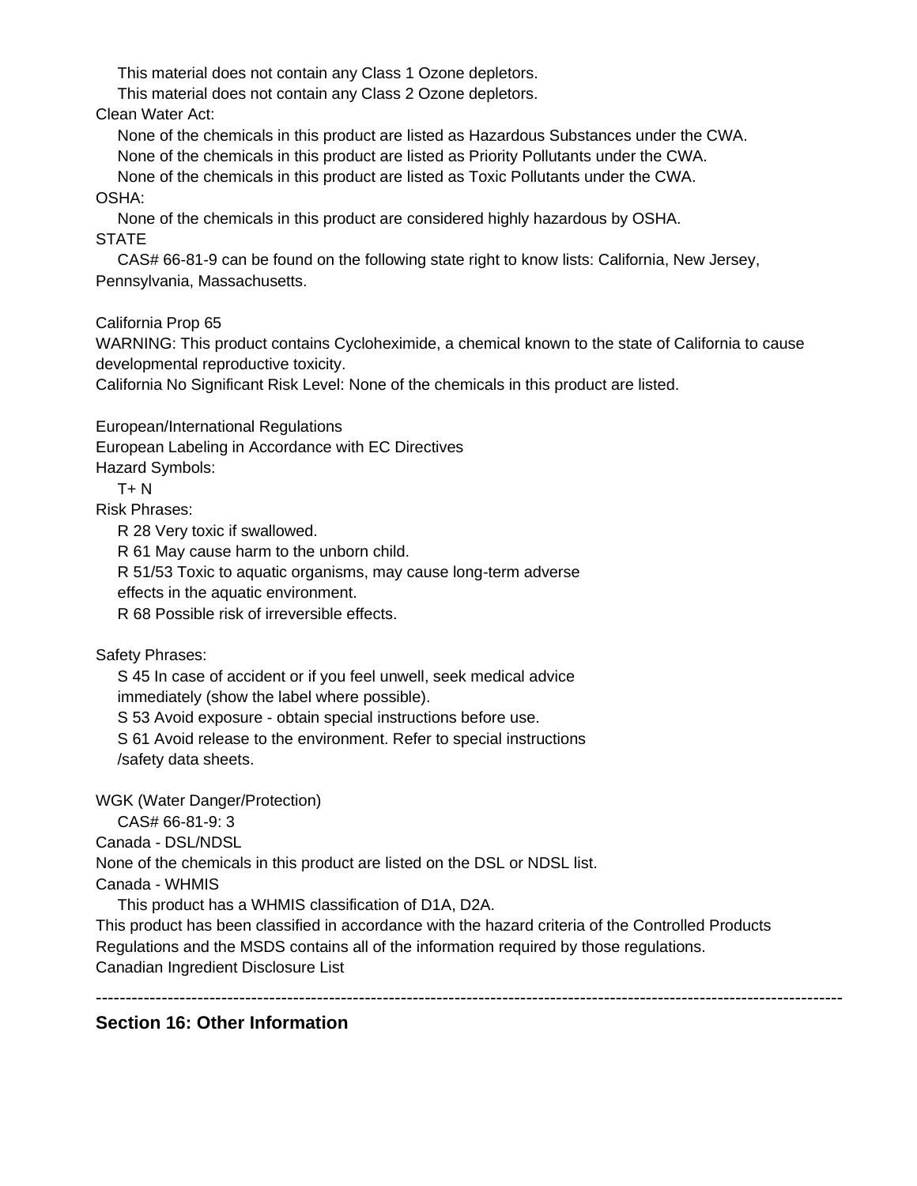This material does not contain any Class 1 Ozone depletors.
This material does not contain any Class 2 Ozone depletors.

Clean Water Act:

None of the chemicals in this product are listed as Hazardous Substances under the CWA.
None of the chemicals in this product are listed as Priority Pollutants under the CWA.
None of the chemicals in this product are listed as Toxic Pollutants under the CWA.

OSHA:

None of the chemicals in this product are considered highly hazardous by OSHA.

STATE

CAS# 66-81-9 can be found on the following state right to know lists: California, New Jersey, Pennsylvania, Massachusetts.

California Prop 65

WARNING: This product contains Cycloheximide, a chemical known to the state of California to cause developmental reproductive toxicity.

California No Significant Risk Level: None of the chemicals in this product are listed.

European/International Regulations

European Labeling in Accordance with EC Directives

Hazard Symbols:

T+ N

Risk Phrases:

R 28 Very toxic if swallowed.
R 61 May cause harm to the unborn child.
R 51/53 Toxic to aquatic organisms, may cause long-term adverse effects in the aquatic environment.
R 68 Possible risk of irreversible effects.

Safety Phrases:

S 45 In case of accident or if you feel unwell, seek medical advice immediately (show the label where possible).
S 53 Avoid exposure - obtain special instructions before use.
S 61 Avoid release to the environment. Refer to special instructions /safety data sheets.

WGK (Water Danger/Protection)

CAS# 66-81-9: 3

Canada - DSL/NDSL

None of the chemicals in this product are listed on the DSL or NDSL list.

Canada - WHMIS

This product has a WHMIS classification of D1A, D2A.

This product has been classified in accordance with the hazard criteria of the Controlled Products Regulations and the MSDS contains all of the information required by those regulations.

Canadian Ingredient Disclosure List

---

## Section 16: Other Information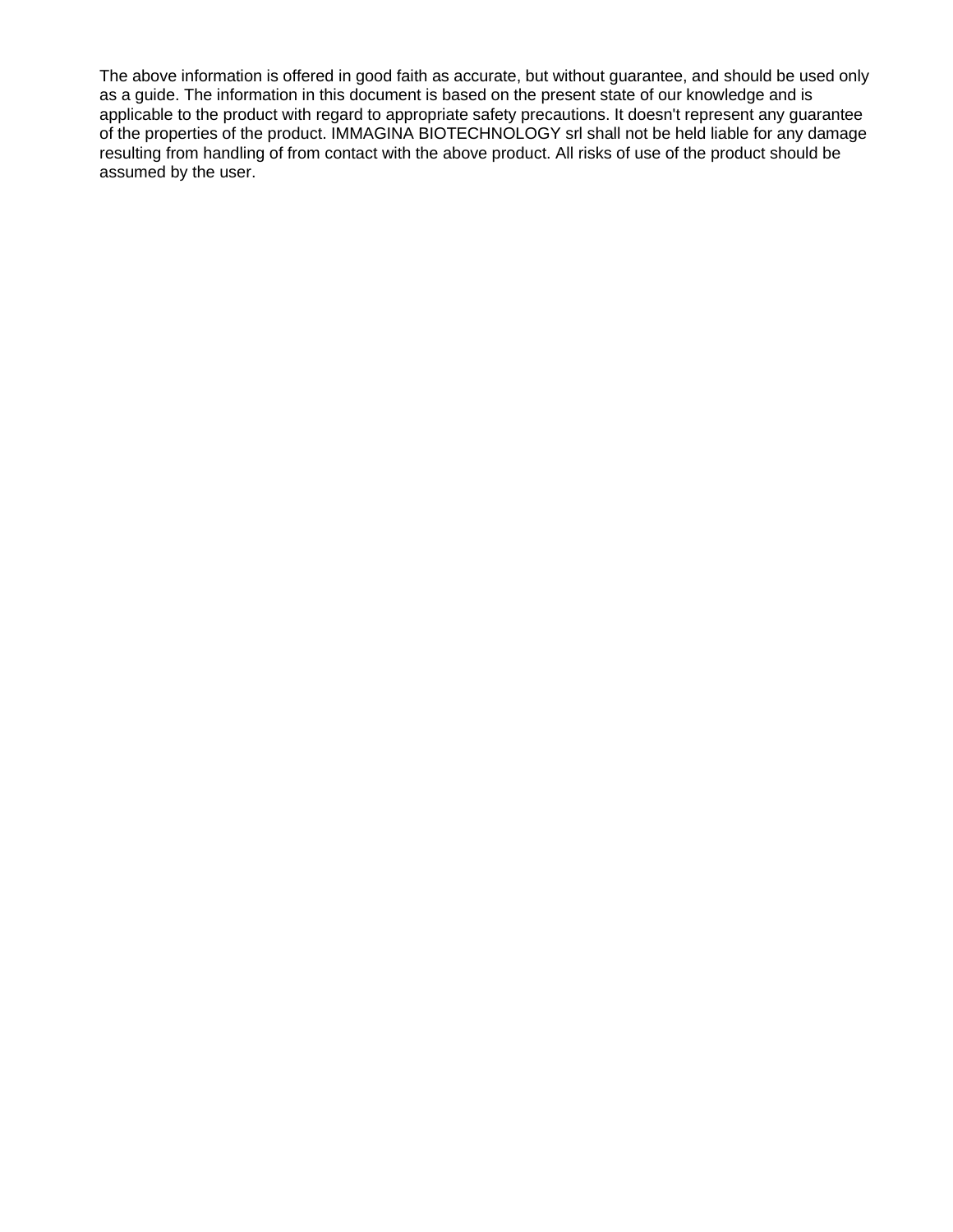The above information is offered in good faith as accurate, but without guarantee, and should be used only as a guide. The information in this document is based on the present state of our knowledge and is applicable to the product with regard to appropriate safety precautions. It doesn't represent any guarantee of the properties of the product. IMMAGINA BIOTECHNOLOGY srl shall not be held liable for any damage resulting from handling of from contact with the above product. All risks of use of the product should be assumed by the user.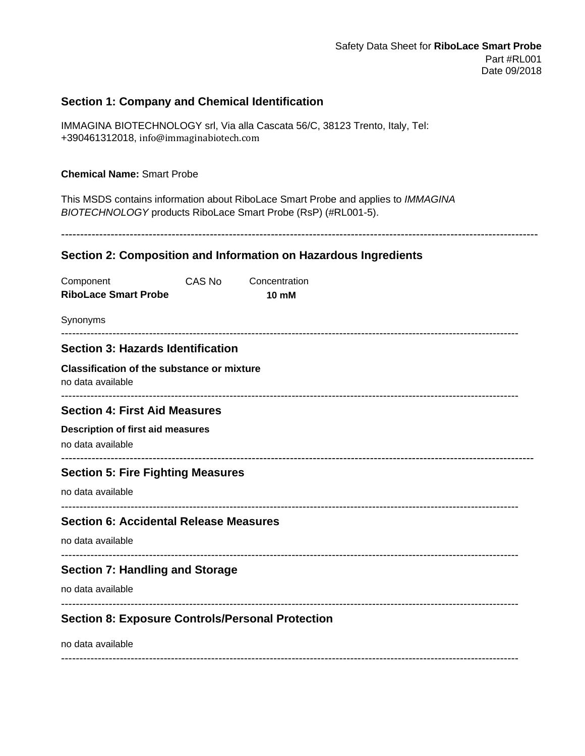Safety Data Sheet for **RiboLace Smart Probe**
Part #RL001
Date 09/2018

## Section 1: Company and Chemical Identification

IMMAGINA BIOTECHNOLOGY srl, Via alla Cascata 56/C, 38123 Trento, Italy, Tel: +390461312018, info@immaginabiotech.com

**Chemical Name:** Smart Probe

This MSDS contains information about RiboLace Smart Probe and applies to *IMMAGINA BIOTECHNOLOGY* products RiboLace Smart Probe (RsP) (#RL001-5).

---

## Section 2: Composition and Information on Hazardous Ingredients

| Component | CAS No | Concentration |
|---|---|---|
| **RiboLace Smart Probe** | | **10 mM** |

Synonyms

---

## Section 3: Hazards Identification

**Classification of the substance or mixture**

no data available

---

## Section 4: First Aid Measures

**Description of first aid measures**

no data available

---

## Section 5: Fire Fighting Measures

no data available

---

## Section 6: Accidental Release Measures

no data available

---

## Section 7: Handling and Storage

no data available

---

## Section 8: Exposure Controls/Personal Protection

no data available

---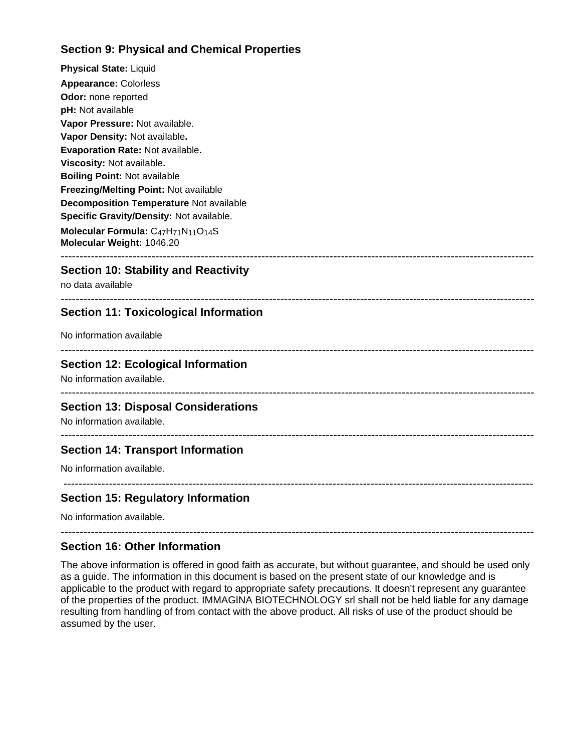## Section 9: Physical and Chemical Properties

**Physical State:** Liquid

**Appearance:** Colorless

**Odor:** none reported

**pH:** Not available

**Vapor Pressure:** Not available.

**Vapor Density:** Not available**.**

**Evaporation Rate:** Not available**.**

**Viscosity:** Not available**.**

**Boiling Point:** Not available

**Freezing/Melting Point:** Not available

**Decomposition Temperature** Not available

**Specific Gravity/Density:** Not available.

**Molecular Formula:** $C_{47}H_{71}N_{11}O_{14}S$

**Molecular Weight:** 1046.20

---

## Section 10: Stability and Reactivity

no data available

---

## Section 11: Toxicological Information

No information available

---

## Section 12: Ecological Information

No information available.

---

## Section 13: Disposal Considerations

No information available.

---

## Section 14: Transport Information

No information available.

---

## Section 15: Regulatory Information

No information available.

---

## Section 16: Other Information

The above information is offered in good faith as accurate, but without guarantee, and should be used only as a guide. The information in this document is based on the present state of our knowledge and is applicable to the product with regard to appropriate safety precautions. It doesn't represent any guarantee of the properties of the product. IMMAGINA BIOTECHNOLOGY srl shall not be held liable for any damage resulting from handling of from contact with the above product. All risks of use of the product should be assumed by the user.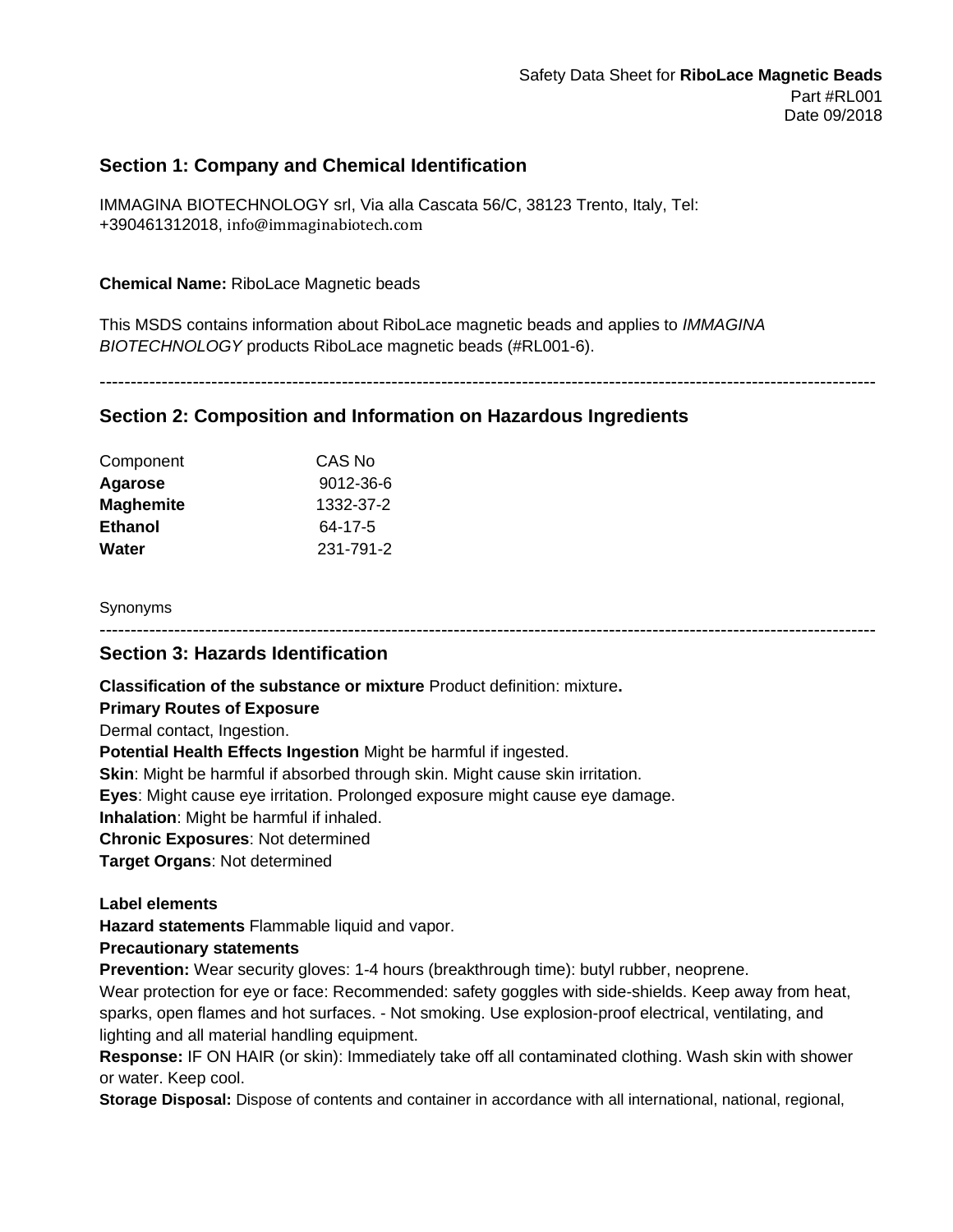Safety Data Sheet for **RiboLace Magnetic Beads**
Part #RL001
Date 09/2018

## Section 1: Company and Chemical Identification

IMMAGINA BIOTECHNOLOGY srl, Via alla Cascata 56/C, 38123 Trento, Italy, Tel: +390461312018, info@immaginabiotech.com

**Chemical Name:** RiboLace Magnetic beads

This MSDS contains information about RiboLace magnetic beads and applies to *IMMAGINA BIOTECHNOLOGY* products RiboLace magnetic beads (#RL001-6).

---

## Section 2: Composition and Information on Hazardous Ingredients

| Component | CAS No |
|---|---|
| **Agarose** | 9012-36-6 |
| **Maghemite** | 1332-37-2 |
| **Ethanol** | 64-17-5 |
| **Water** | 231-791-2 |

Synonyms

---

## Section 3: Hazards Identification

**Classification of the substance or mixture** Product definition: mixture**.**
**Primary Routes of Exposure**
Dermal contact, Ingestion.
**Potential Health Effects Ingestion** Might be harmful if ingested.
**Skin**: Might be harmful if absorbed through skin. Might cause skin irritation.
**Eyes**: Might cause eye irritation. Prolonged exposure might cause eye damage.
**Inhalation**: Might be harmful if inhaled.
**Chronic Exposures**: Not determined
**Target Organs**: Not determined

**Label elements**
**Hazard statements** Flammable liquid and vapor.
**Precautionary statements**
**Prevention:** Wear security gloves: 1-4 hours (breakthrough time): butyl rubber, neoprene.
Wear protection for eye or face: Recommended: safety goggles with side-shields. Keep away from heat, sparks, open flames and hot surfaces. - Not smoking. Use explosion-proof electrical, ventilating, and lighting and all material handling equipment.
**Response:** IF ON HAIR (or skin): Immediately take off all contaminated clothing. Wash skin with shower or water. Keep cool.
**Storage Disposal:** Dispose of contents and container in accordance with all international, national, regional,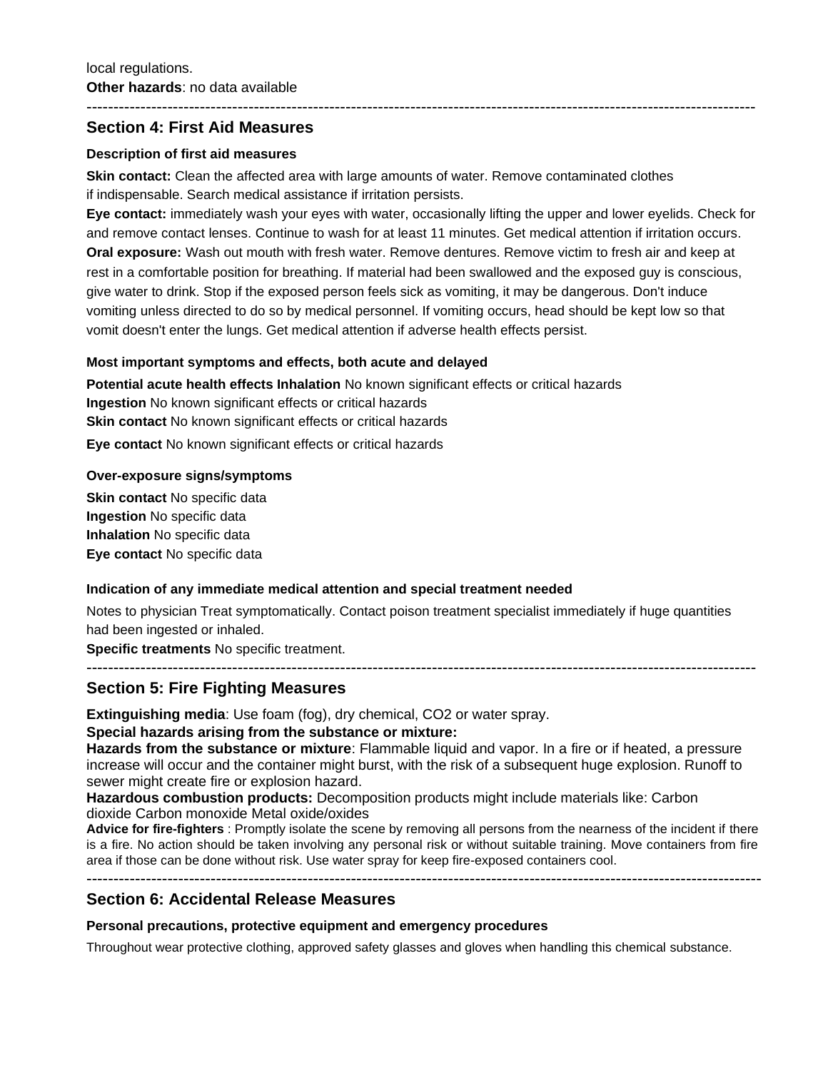local regulations.
**Other hazards**: no data available

---

## Section 4: First Aid Measures

#### Description of first aid measures

**Skin contact:** Clean the affected area with large amounts of water. Remove contaminated clothes if indispensable. Search medical assistance if irritation persists.
**Eye contact:** immediately wash your eyes with water, occasionally lifting the upper and lower eyelids. Check for and remove contact lenses. Continue to wash for at least 11 minutes. Get medical attention if irritation occurs.
**Oral exposure:** Wash out mouth with fresh water. Remove dentures. Remove victim to fresh air and keep at rest in a comfortable position for breathing. If material had been swallowed and the exposed guy is conscious, give water to drink. Stop if the exposed person feels sick as vomiting, it may be dangerous. Don't induce vomiting unless directed to do so by medical personnel. If vomiting occurs, head should be kept low so that vomit doesn't enter the lungs. Get medical attention if adverse health effects persist.

#### Most important symptoms and effects, both acute and delayed

**Potential acute health effects Inhalation** No known significant effects or critical hazards
**Ingestion** No known significant effects or critical hazards
**Skin contact** No known significant effects or critical hazards
**Eye contact** No known significant effects or critical hazards

#### Over-exposure signs/symptoms

**Skin contact** No specific data
**Ingestion** No specific data
**Inhalation** No specific data
**Eye contact** No specific data

#### Indication of any immediate medical attention and special treatment needed

Notes to physician Treat symptomatically. Contact poison treatment specialist immediately if huge quantities had been ingested or inhaled.
**Specific treatments** No specific treatment.

---

## Section 5: Fire Fighting Measures

**Extinguishing media**: Use foam (fog), dry chemical, $CO_2$ or water spray.
**Special hazards arising from the substance or mixture:**
**Hazards from the substance or mixture**: Flammable liquid and vapor. In a fire or if heated, a pressure increase will occur and the container might burst, with the risk of a subsequent huge explosion. Runoff to sewer might create fire or explosion hazard.
**Hazardous combustion products:** Decomposition products might include materials like: Carbon dioxide Carbon monoxide Metal oxide/oxides
**Advice for fire-fighters** : Promptly isolate the scene by removing all persons from the nearness of the incident if there is a fire. No action should be taken involving any personal risk or without suitable training. Move containers from fire area if those can be done without risk. Use water spray for keep fire-exposed containers cool.

---

## Section 6: Accidental Release Measures

#### Personal precautions, protective equipment and emergency procedures

Throughout wear protective clothing, approved safety glasses and gloves when handling this chemical substance.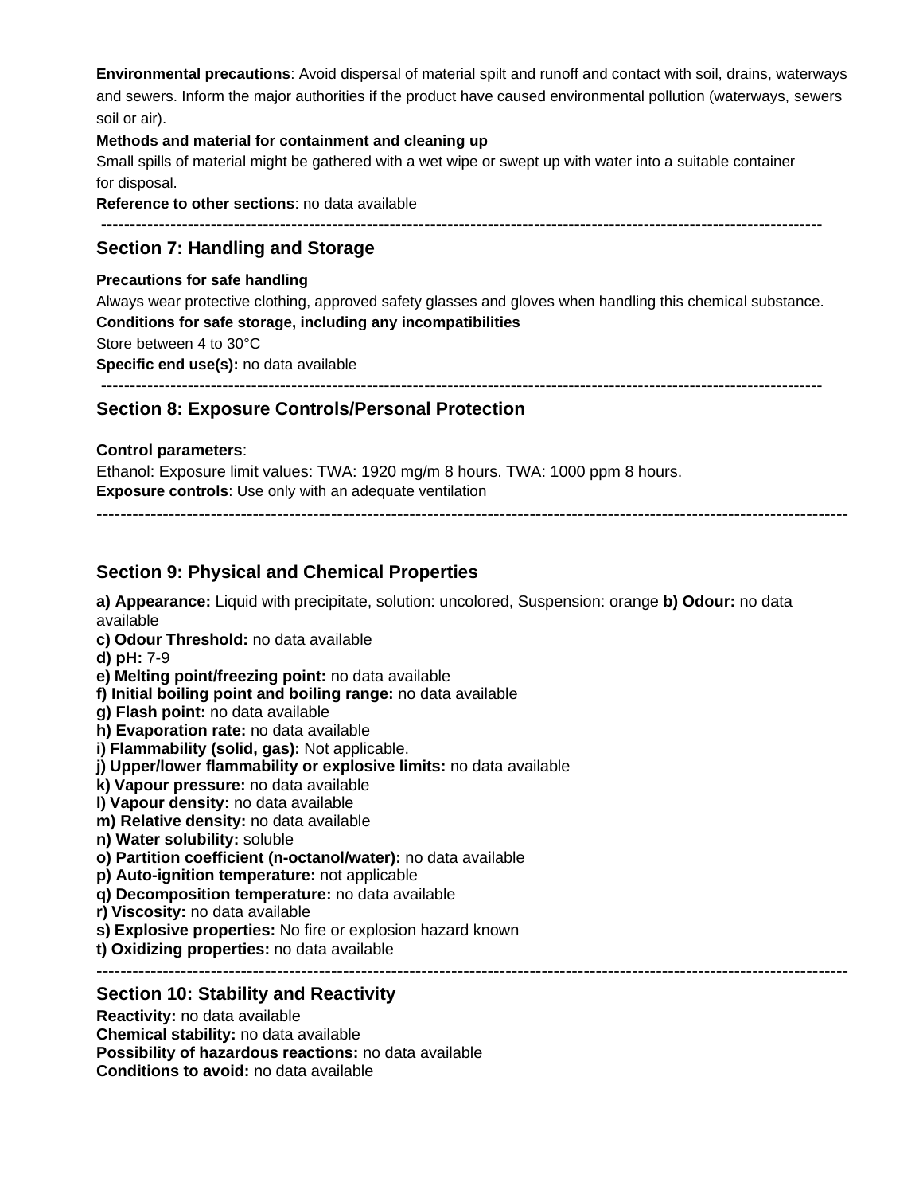**Environmental precautions**: Avoid dispersal of material spilt and runoff and contact with soil, drains, waterways and sewers. Inform the major authorities if the product have caused environmental pollution (waterways, sewers soil or air).

**Methods and material for containment and cleaning up**

Small spills of material might be gathered with a wet wipe or swept up with water into a suitable container for disposal.

**Reference to other sections**: no data available

---

## Section 7: Handling and Storage

**Precautions for safe handling**

Always wear protective clothing, approved safety glasses and gloves when handling this chemical substance.

**Conditions for safe storage, including any incompatibilities**

Store between 4 to 30°C

**Specific end use(s):** no data available

---

## Section 8: Exposure Controls/Personal Protection

**Control parameters**:

Ethanol: Exposure limit values: TWA: 1920 mg/m 8 hours. TWA: 1000 ppm 8 hours.

**Exposure controls**: Use only with an adequate ventilation

---

## Section 9: Physical and Chemical Properties

**a) Appearance:** Liquid with precipitate, solution: uncolored, Suspension: orange **b) Odour:** no data available

**c) Odour Threshold:** no data available

**d) pH:** 7-9

**e) Melting point/freezing point:** no data available

**f) Initial boiling point and boiling range:** no data available

**g) Flash point:** no data available

**h) Evaporation rate:** no data available

**i) Flammability (solid, gas):** Not applicable.

**j) Upper/lower flammability or explosive limits:** no data available

**k) Vapour pressure:** no data available

**l) Vapour density:** no data available

**m) Relative density:** no data available

**n) Water solubility:** soluble

**o) Partition coefficient (n-octanol/water):** no data available

**p) Auto-ignition temperature:** not applicable

**q) Decomposition temperature:** no data available

**r) Viscosity:** no data available

**s) Explosive properties:** No fire or explosion hazard known

**t) Oxidizing properties:** no data available

---

## Section 10: Stability and Reactivity

**Reactivity:** no data available

**Chemical stability:** no data available

**Possibility of hazardous reactions:** no data available

**Conditions to avoid:** no data available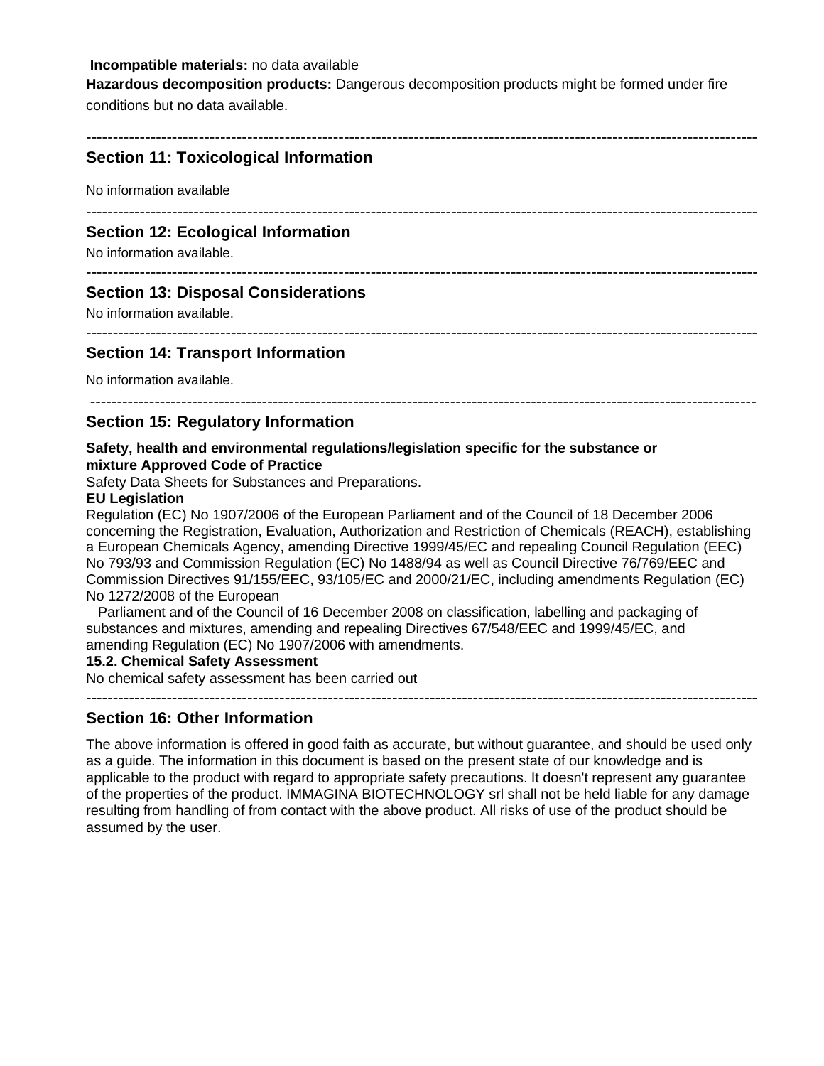**Incompatible materials:** no data available

**Hazardous decomposition products:** Dangerous decomposition products might be formed under fire conditions but no data available.

---

## Section 11: Toxicological Information

No information available

---

## Section 12: Ecological Information

No information available.

---

## Section 13: Disposal Considerations

No information available.

---

## Section 14: Transport Information

No information available.

---

## Section 15: Regulatory Information

**Safety, health and environmental regulations/legislation specific for the substance or mixture Approved Code of Practice**

Safety Data Sheets for Substances and Preparations.

**EU Legislation**

Regulation (EC) No 1907/2006 of the European Parliament and of the Council of 18 December 2006 concerning the Registration, Evaluation, Authorization and Restriction of Chemicals (REACH), establishing a European Chemicals Agency, amending Directive 1999/45/EC and repealing Council Regulation (EEC) No 793/93 and Commission Regulation (EC) No 1488/94 as well as Council Directive 76/769/EEC and Commission Directives 91/155/EEC, 93/105/EC and 2000/21/EC, including amendments Regulation (EC) No 1272/2008 of the European Parliament and of the Council of 16 December 2008 on classification, labelling and packaging of substances and mixtures, amending and repealing Directives 67/548/EEC and 1999/45/EC, and amending Regulation (EC) No 1907/2006 with amendments.

**15.2. Chemical Safety Assessment**

No chemical safety assessment has been carried out

---

## Section 16: Other Information

The above information is offered in good faith as accurate, but without guarantee, and should be used only as a guide. The information in this document is based on the present state of our knowledge and is applicable to the product with regard to appropriate safety precautions. It doesn't represent any guarantee of the properties of the product. IMMAGINA BIOTECHNOLOGY srl shall not be held liable for any damage resulting from handling of from contact with the above product. All risks of use of the product should be assumed by the user.